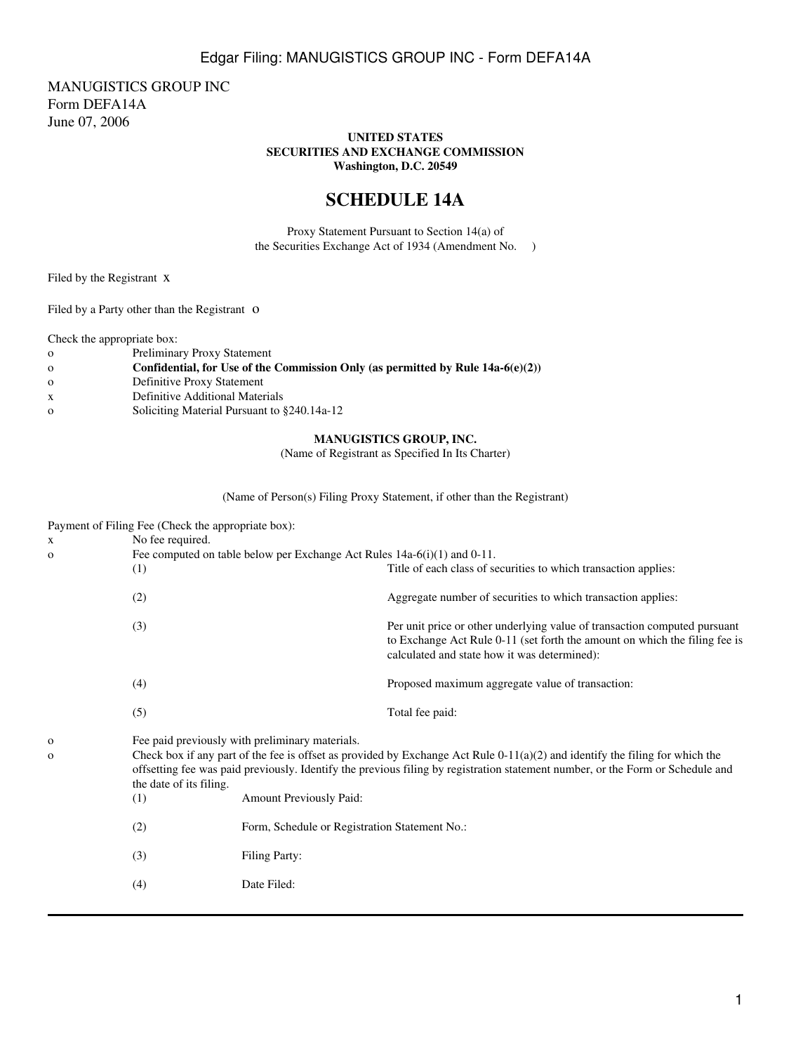MANUGISTICS GROUP INC
Form DEFA14A
June 07, 2006

**UNITED STATES**
**SECURITIES AND EXCHANGE COMMISSION**
**Washington, D.C. 20549**

# SCHEDULE 14A

Proxy Statement Pursuant to Section 14(a) of
the Securities Exchange Act of 1934 (Amendment No. )

Filed by the Registrant x

Filed by a Party other than the Registrant o

Check the appropriate box:

o Preliminary Proxy Statement
o **Confidential, for Use of the Commission Only (as permitted by Rule 14a-6(e)(2))**
o Definitive Proxy Statement
x Definitive Additional Materials
o Soliciting Material Pursuant to §240.14a-12

**MANUGISTICS GROUP, INC.**
(Name of Registrant as Specified In Its Charter)

(Name of Person(s) Filing Proxy Statement, if other than the Registrant)

Payment of Filing Fee (Check the appropriate box):

x No fee required.
o Fee computed on table below per Exchange Act Rules 14a-6(i)(1) and 0-11.
(1) Title of each class of securities to which transaction applies:

(2) Aggregate number of securities to which transaction applies:

(3) Per unit price or other underlying value of transaction computed pursuant to Exchange Act Rule 0-11 (set forth the amount on which the filing fee is calculated and state how it was determined):

(4) Proposed maximum aggregate value of transaction:

(5) Total fee paid:

o Fee paid previously with preliminary materials.
o Check box if any part of the fee is offset as provided by Exchange Act Rule 0-11(a)(2) and identify the filing for which the offsetting fee was paid previously. Identify the previous filing by registration statement number, or the Form or Schedule and the date of its filing.
(1) Amount Previously Paid:

(2) Form, Schedule or Registration Statement No.:

(3) Filing Party:

(4) Date Filed: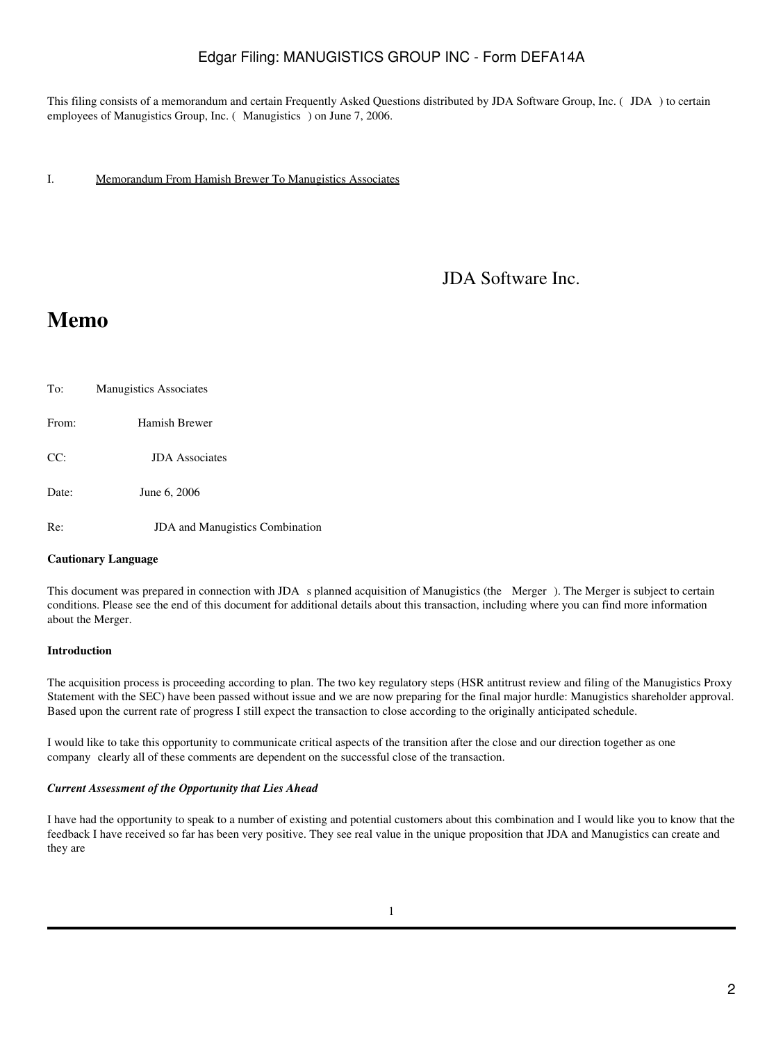This filing consists of a memorandum and certain Frequently Asked Questions distributed by JDA Software Group, Inc. ( JDA ) to certain employees of Manugistics Group, Inc. ( Manugistics ) on June 7, 2006.

I. Memorandum From Hamish Brewer To Manugistics Associates

JDA Software Inc.

# Memo

To: Manugistics Associates

From: Hamish Brewer

CC: JDA Associates

Date: June 6, 2006

Re: JDA and Manugistics Combination

**Cautionary Language**

This document was prepared in connection with JDA s planned acquisition of Manugistics (the Merger ). The Merger is subject to certain conditions. Please see the end of this document for additional details about this transaction, including where you can find more information about the Merger.

**Introduction**

The acquisition process is proceeding according to plan. The two key regulatory steps (HSR antitrust review and filing of the Manugistics Proxy Statement with the SEC) have been passed without issue and we are now preparing for the final major hurdle: Manugistics shareholder approval. Based upon the current rate of progress I still expect the transaction to close according to the originally anticipated schedule.

I would like to take this opportunity to communicate critical aspects of the transition after the close and our direction together as one company clearly all of these comments are dependent on the successful close of the transaction.

***Current Assessment of the Opportunity that Lies Ahead***

I have had the opportunity to speak to a number of existing and potential customers about this combination and I would like you to know that the feedback I have received so far has been very positive. They see real value in the unique proposition that JDA and Manugistics can create and they are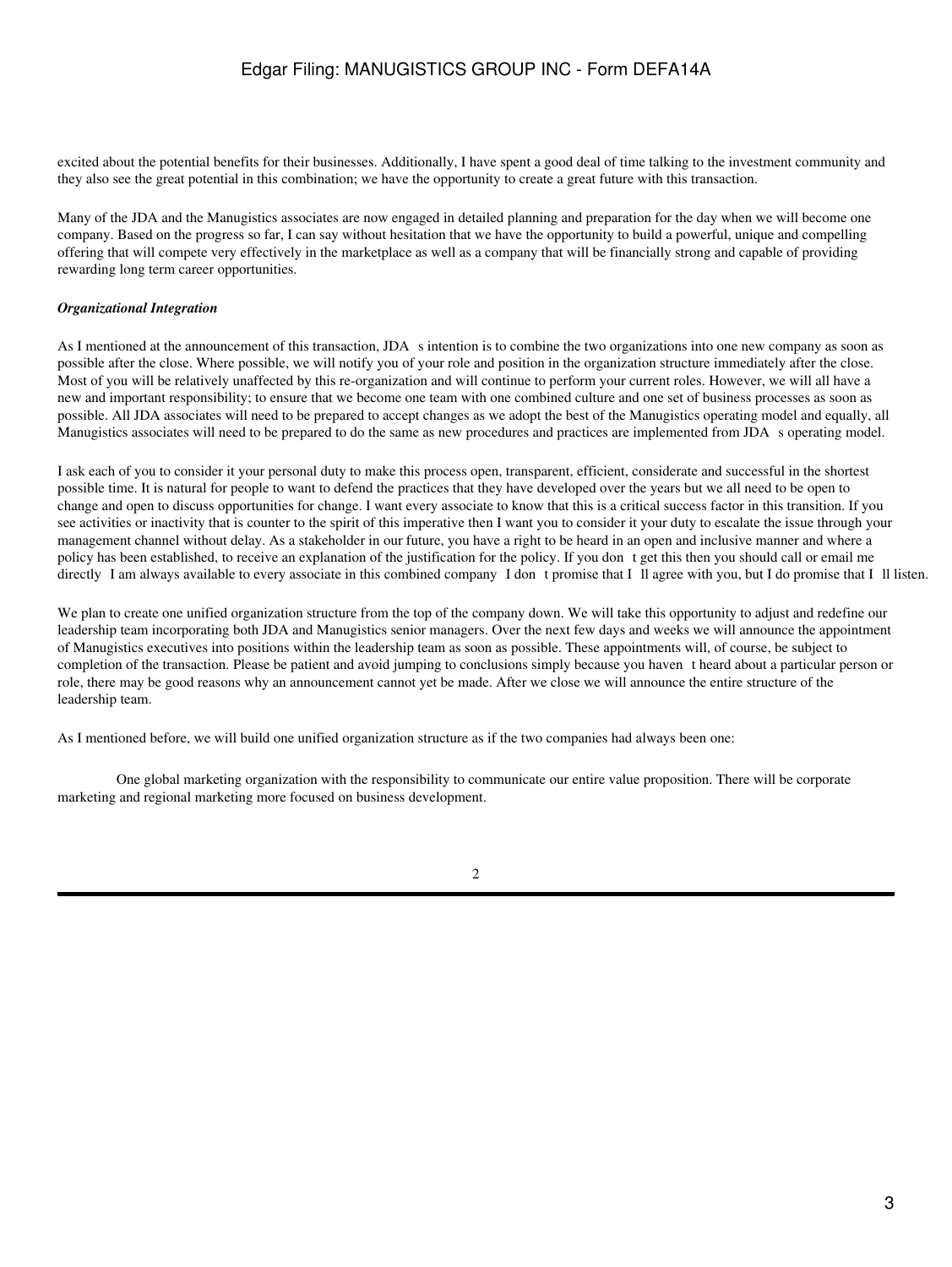excited about the potential benefits for their businesses. Additionally, I have spent a good deal of time talking to the investment community and they also see the great potential in this combination; we have the opportunity to create a great future with this transaction.

Many of the JDA and the Manugistics associates are now engaged in detailed planning and preparation for the day when we will become one company. Based on the progress so far, I can say without hesitation that we have the opportunity to build a powerful, unique and compelling offering that will compete very effectively in the marketplace as well as a company that will be financially strong and capable of providing rewarding long term career opportunities.

*Organizational Integration*

As I mentioned at the announcement of this transaction, JDA s intention is to combine the two organizations into one new company as soon as possible after the close. Where possible, we will notify you of your role and position in the organization structure immediately after the close. Most of you will be relatively unaffected by this re-organization and will continue to perform your current roles. However, we will all have a new and important responsibility; to ensure that we become one team with one combined culture and one set of business processes as soon as possible. All JDA associates will need to be prepared to accept changes as we adopt the best of the Manugistics operating model and equally, all Manugistics associates will need to be prepared to do the same as new procedures and practices are implemented from JDA s operating model.

I ask each of you to consider it your personal duty to make this process open, transparent, efficient, considerate and successful in the shortest possible time. It is natural for people to want to defend the practices that they have developed over the years but we all need to be open to change and open to discuss opportunities for change. I want every associate to know that this is a critical success factor in this transition. If you see activities or inactivity that is counter to the spirit of this imperative then I want you to consider it your duty to escalate the issue through your management channel without delay. As a stakeholder in our future, you have a right to be heard in an open and inclusive manner and where a policy has been established, to receive an explanation of the justification for the policy. If you don t get this then you should call or email me directly I am always available to every associate in this combined company I don t promise that I ll agree with you, but I do promise that I ll listen.

We plan to create one unified organization structure from the top of the company down. We will take this opportunity to adjust and redefine our leadership team incorporating both JDA and Manugistics senior managers. Over the next few days and weeks we will announce the appointment of Manugistics executives into positions within the leadership team as soon as possible. These appointments will, of course, be subject to completion of the transaction. Please be patient and avoid jumping to conclusions simply because you haven t heard about a particular person or role, there may be good reasons why an announcement cannot yet be made. After we close we will announce the entire structure of the leadership team.

As I mentioned before, we will build one unified organization structure as if the two companies had always been one:

One global marketing organization with the responsibility to communicate our entire value proposition. There will be corporate marketing and regional marketing more focused on business development.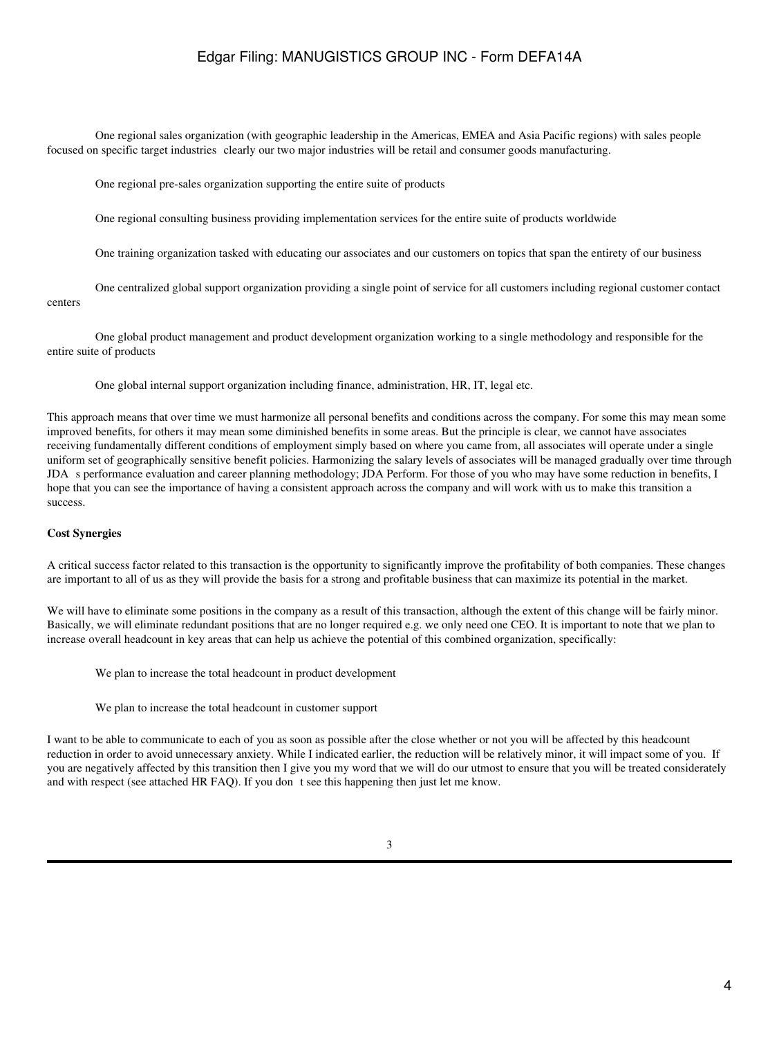One regional sales organization (with geographic leadership in the Americas, EMEA and Asia Pacific regions) with sales people focused on specific target industries clearly our two major industries will be retail and consumer goods manufacturing.

One regional pre-sales organization supporting the entire suite of products

One regional consulting business providing implementation services for the entire suite of products worldwide

One training organization tasked with educating our associates and our customers on topics that span the entirety of our business

One centralized global support organization providing a single point of service for all customers including regional customer contact centers

One global product management and product development organization working to a single methodology and responsible for the entire suite of products

One global internal support organization including finance, administration, HR, IT, legal etc.

This approach means that over time we must harmonize all personal benefits and conditions across the company. For some this may mean some improved benefits, for others it may mean some diminished benefits in some areas. But the principle is clear, we cannot have associates receiving fundamentally different conditions of employment simply based on where you came from, all associates will operate under a single uniform set of geographically sensitive benefit policies. Harmonizing the salary levels of associates will be managed gradually over time through JDA s performance evaluation and career planning methodology; JDA Perform. For those of you who may have some reduction in benefits, I hope that you can see the importance of having a consistent approach across the company and will work with us to make this transition a success.

**Cost Synergies**

A critical success factor related to this transaction is the opportunity to significantly improve the profitability of both companies. These changes are important to all of us as they will provide the basis for a strong and profitable business that can maximize its potential in the market.

We will have to eliminate some positions in the company as a result of this transaction, although the extent of this change will be fairly minor. Basically, we will eliminate redundant positions that are no longer required e.g. we only need one CEO. It is important to note that we plan to increase overall headcount in key areas that can help us achieve the potential of this combined organization, specifically:

We plan to increase the total headcount in product development

We plan to increase the total headcount in customer support

I want to be able to communicate to each of you as soon as possible after the close whether or not you will be affected by this headcount reduction in order to avoid unnecessary anxiety. While I indicated earlier, the reduction will be relatively minor, it will impact some of you. If you are negatively affected by this transition then I give you my word that we will do our utmost to ensure that you will be treated considerately and with respect (see attached HR FAQ). If you don t see this happening then just let me know.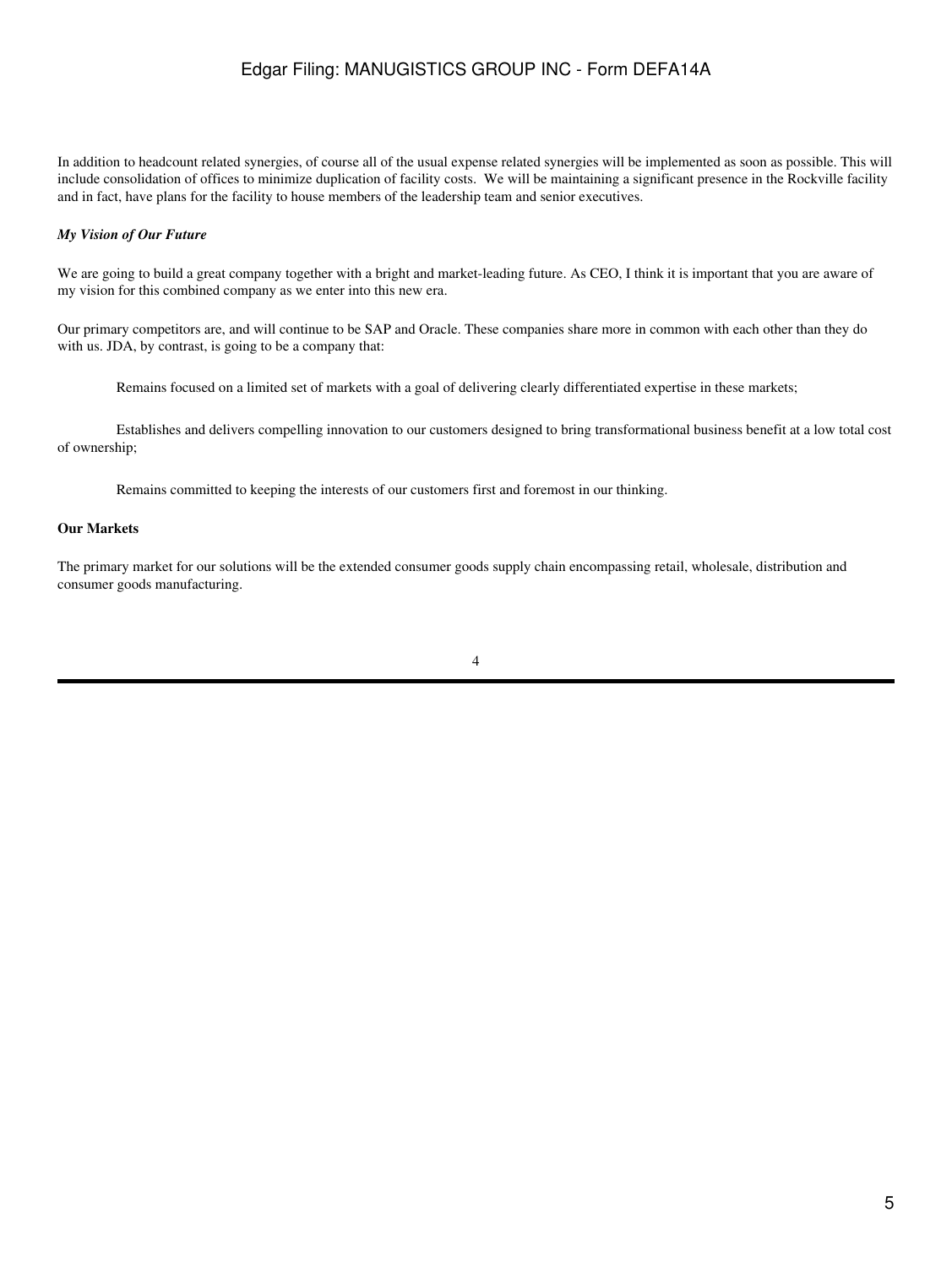In addition to headcount related synergies, of course all of the usual expense related synergies will be implemented as soon as possible. This will include consolidation of offices to minimize duplication of facility costs. We will be maintaining a significant presence in the Rockville facility and in fact, have plans for the facility to house members of the leadership team and senior executives.

***My Vision of Our Future***

We are going to build a great company together with a bright and market-leading future. As CEO, I think it is important that you are aware of my vision for this combined company as we enter into this new era.

Our primary competitors are, and will continue to be SAP and Oracle. These companies share more in common with each other than they do with us. JDA, by contrast, is going to be a company that:

Remains focused on a limited set of markets with a goal of delivering clearly differentiated expertise in these markets;

Establishes and delivers compelling innovation to our customers designed to bring transformational business benefit at a low total cost of ownership;

Remains committed to keeping the interests of our customers first and foremost in our thinking.

**Our Markets**

The primary market for our solutions will be the extended consumer goods supply chain encompassing retail, wholesale, distribution and consumer goods manufacturing.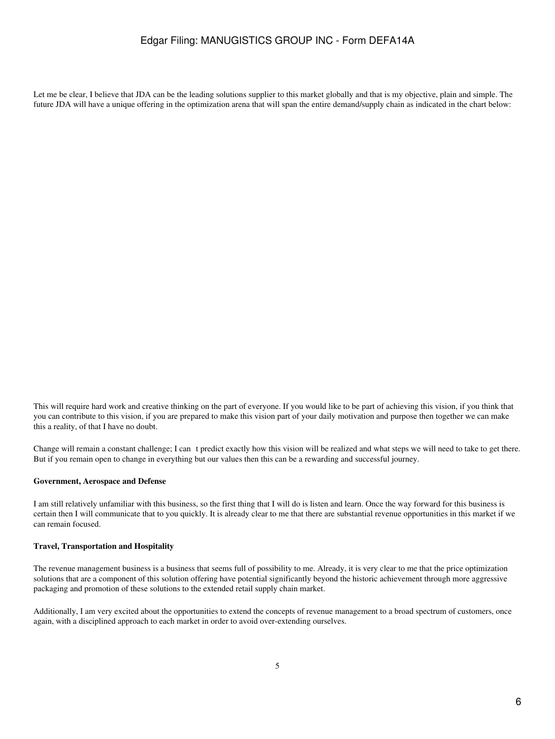Let me be clear, I believe that JDA can be the leading solutions supplier to this market globally and that is my objective, plain and simple. The future JDA will have a unique offering in the optimization arena that will span the entire demand/supply chain as indicated in the chart below:

This will require hard work and creative thinking on the part of everyone. If you would like to be part of achieving this vision, if you think that you can contribute to this vision, if you are prepared to make this vision part of your daily motivation and purpose then together we can make this a reality, of that I have no doubt.

Change will remain a constant challenge; I can t predict exactly how this vision will be realized and what steps we will need to take to get there. But if you remain open to change in everything but our values then this can be a rewarding and successful journey.

**Government, Aerospace and Defense**

I am still relatively unfamiliar with this business, so the first thing that I will do is listen and learn. Once the way forward for this business is certain then I will communicate that to you quickly. It is already clear to me that there are substantial revenue opportunities in this market if we can remain focused.

**Travel, Transportation and Hospitality**

The revenue management business is a business that seems full of possibility to me. Already, it is very clear to me that the price optimization solutions that are a component of this solution offering have potential significantly beyond the historic achievement through more aggressive packaging and promotion of these solutions to the extended retail supply chain market.

Additionally, I am very excited about the opportunities to extend the concepts of revenue management to a broad spectrum of customers, once again, with a disciplined approach to each market in order to avoid over-extending ourselves.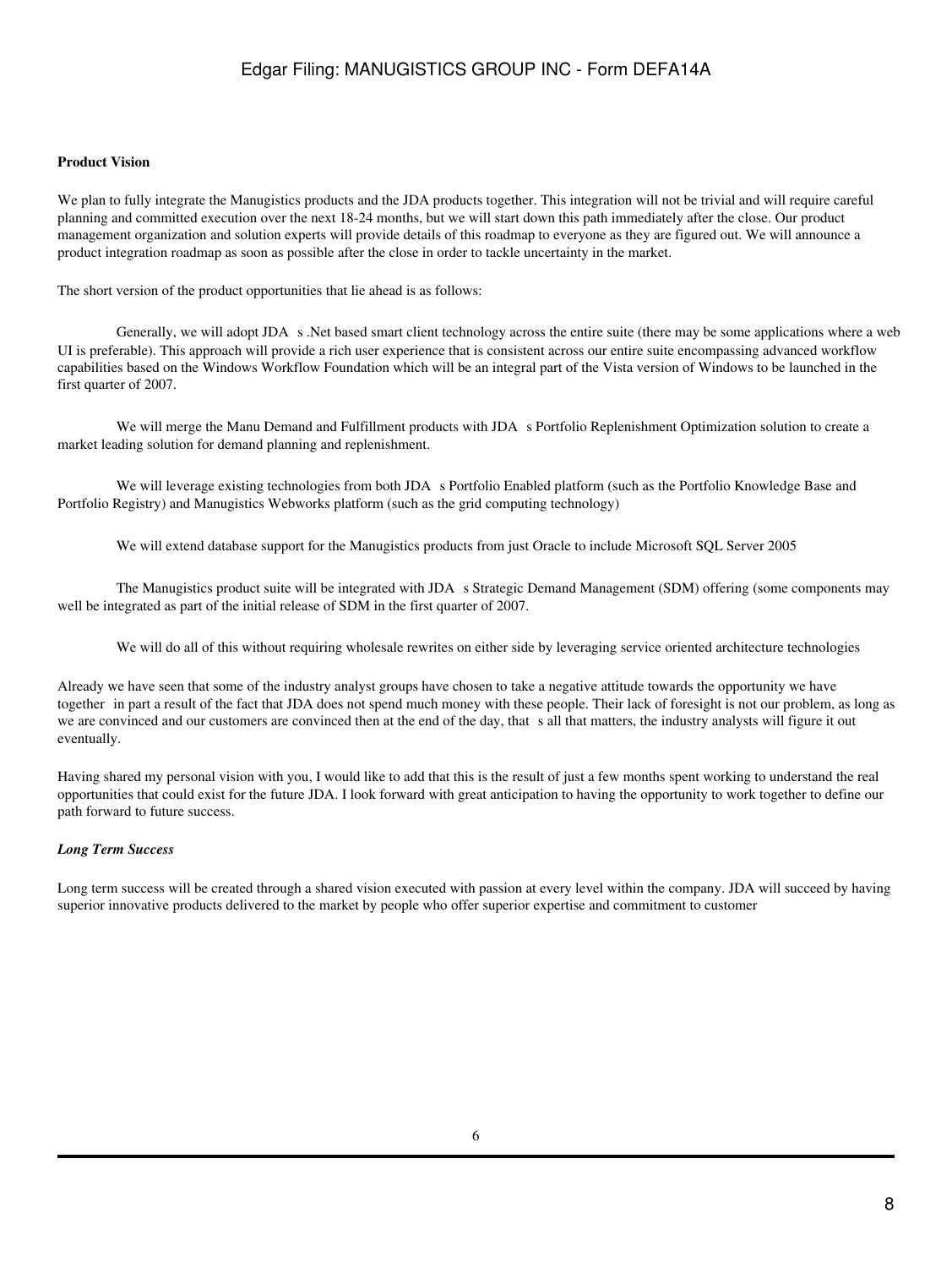**Product Vision**

We plan to fully integrate the Manugistics products and the JDA products together. This integration will not be trivial and will require careful planning and committed execution over the next 18-24 months, but we will start down this path immediately after the close. Our product management organization and solution experts will provide details of this roadmap to everyone as they are figured out. We will announce a product integration roadmap as soon as possible after the close in order to tackle uncertainty in the market.

The short version of the product opportunities that lie ahead is as follows:

Generally, we will adopt JDA s .Net based smart client technology across the entire suite (there may be some applications where a web UI is preferable). This approach will provide a rich user experience that is consistent across our entire suite encompassing advanced workflow capabilities based on the Windows Workflow Foundation which will be an integral part of the Vista version of Windows to be launched in the first quarter of 2007.

We will merge the Manu Demand and Fulfillment products with JDA s Portfolio Replenishment Optimization solution to create a market leading solution for demand planning and replenishment.

We will leverage existing technologies from both JDA s Portfolio Enabled platform (such as the Portfolio Knowledge Base and Portfolio Registry) and Manugistics Webworks platform (such as the grid computing technology)

We will extend database support for the Manugistics products from just Oracle to include Microsoft SQL Server 2005

The Manugistics product suite will be integrated with JDA s Strategic Demand Management (SDM) offering (some components may well be integrated as part of the initial release of SDM in the first quarter of 2007.

We will do all of this without requiring wholesale rewrites on either side by leveraging service oriented architecture technologies

Already we have seen that some of the industry analyst groups have chosen to take a negative attitude towards the opportunity we have together in part a result of the fact that JDA does not spend much money with these people. Their lack of foresight is not our problem, as long as we are convinced and our customers are convinced then at the end of the day, that s all that matters, the industry analysts will figure it out eventually.

Having shared my personal vision with you, I would like to add that this is the result of just a few months spent working to understand the real opportunities that could exist for the future JDA. I look forward with great anticipation to having the opportunity to work together to define our path forward to future success.

*Long Term Success*

Long term success will be created through a shared vision executed with passion at every level within the company. JDA will succeed by having superior innovative products delivered to the market by people who offer superior expertise and commitment to customer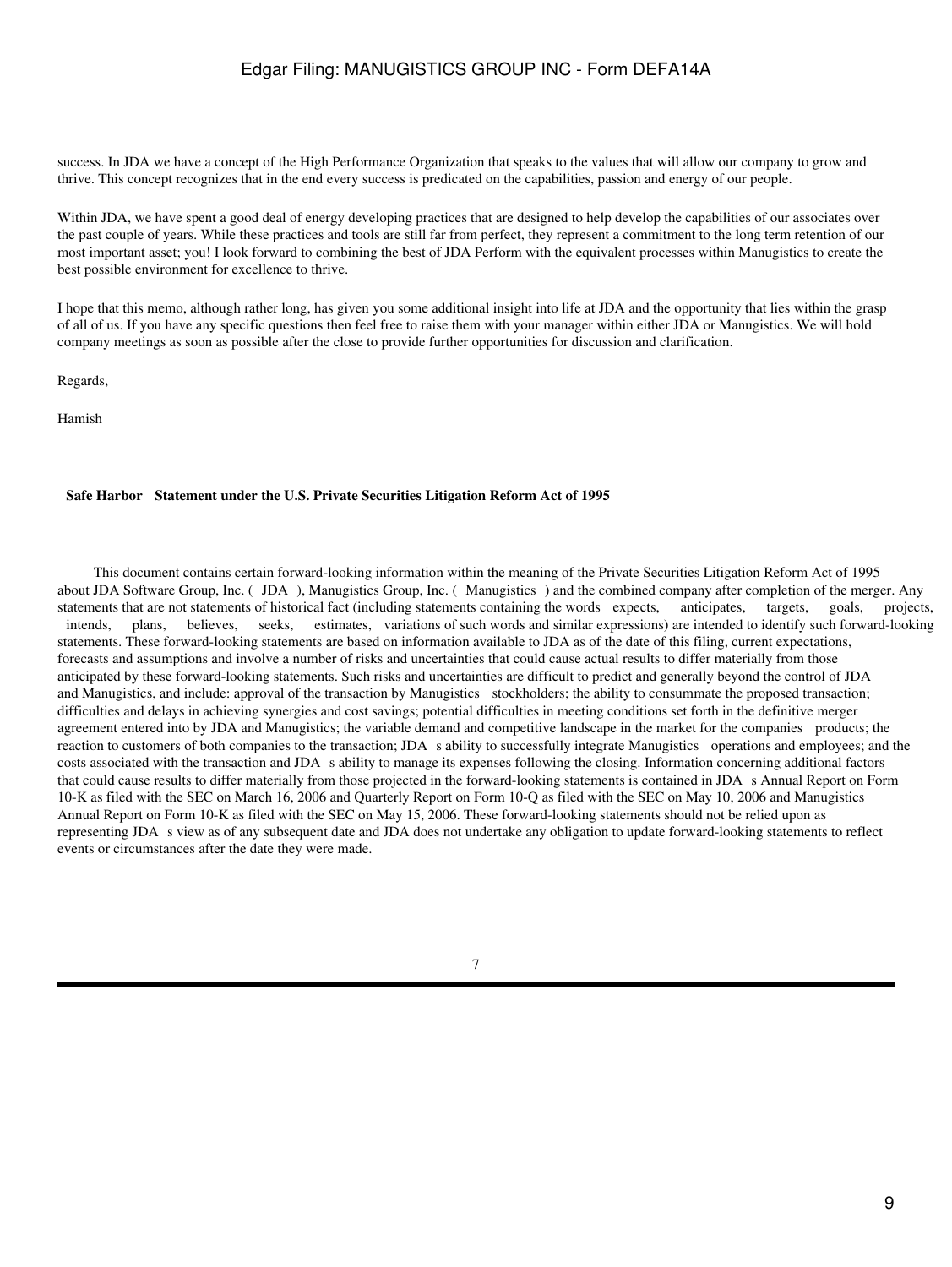success. In JDA we have a concept of the High Performance Organization that speaks to the values that will allow our company to grow and thrive. This concept recognizes that in the end every success is predicated on the capabilities, passion and energy of our people.

Within JDA, we have spent a good deal of energy developing practices that are designed to help develop the capabilities of our associates over the past couple of years. While these practices and tools are still far from perfect, they represent a commitment to the long term retention of our most important asset; you! I look forward to combining the best of JDA Perform with the equivalent processes within Manugistics to create the best possible environment for excellence to thrive.

I hope that this memo, although rather long, has given you some additional insight into life at JDA and the opportunity that lies within the grasp of all of us. If you have any specific questions then feel free to raise them with your manager within either JDA or Manugistics. We will hold company meetings as soon as possible after the close to provide further opportunities for discussion and clarification.

Regards,

Hamish

**Safe Harbor Statement under the U.S. Private Securities Litigation Reform Act of 1995**

This document contains certain forward-looking information within the meaning of the Private Securities Litigation Reform Act of 1995 about JDA Software Group, Inc. ( JDA ), Manugistics Group, Inc. ( Manugistics ) and the combined company after completion of the merger. Any statements that are not statements of historical fact (including statements containing the words expects, anticipates, targets, goals, projects, intends, plans, believes, seeks, estimates, variations of such words and similar expressions) are intended to identify such forward-looking statements. These forward-looking statements are based on information available to JDA as of the date of this filing, current expectations, forecasts and assumptions and involve a number of risks and uncertainties that could cause actual results to differ materially from those anticipated by these forward-looking statements. Such risks and uncertainties are difficult to predict and generally beyond the control of JDA and Manugistics, and include: approval of the transaction by Manugistics stockholders; the ability to consummate the proposed transaction; difficulties and delays in achieving synergies and cost savings; potential difficulties in meeting conditions set forth in the definitive merger agreement entered into by JDA and Manugistics; the variable demand and competitive landscape in the market for the companies products; the reaction to customers of both companies to the transaction; JDA s ability to successfully integrate Manugistics operations and employees; and the costs associated with the transaction and JDA s ability to manage its expenses following the closing. Information concerning additional factors that could cause results to differ materially from those projected in the forward-looking statements is contained in JDA s Annual Report on Form 10-K as filed with the SEC on March 16, 2006 and Quarterly Report on Form 10-Q as filed with the SEC on May 10, 2006 and Manugistics Annual Report on Form 10-K as filed with the SEC on May 15, 2006. These forward-looking statements should not be relied upon as representing JDA s view as of any subsequent date and JDA does not undertake any obligation to update forward-looking statements to reflect events or circumstances after the date they were made.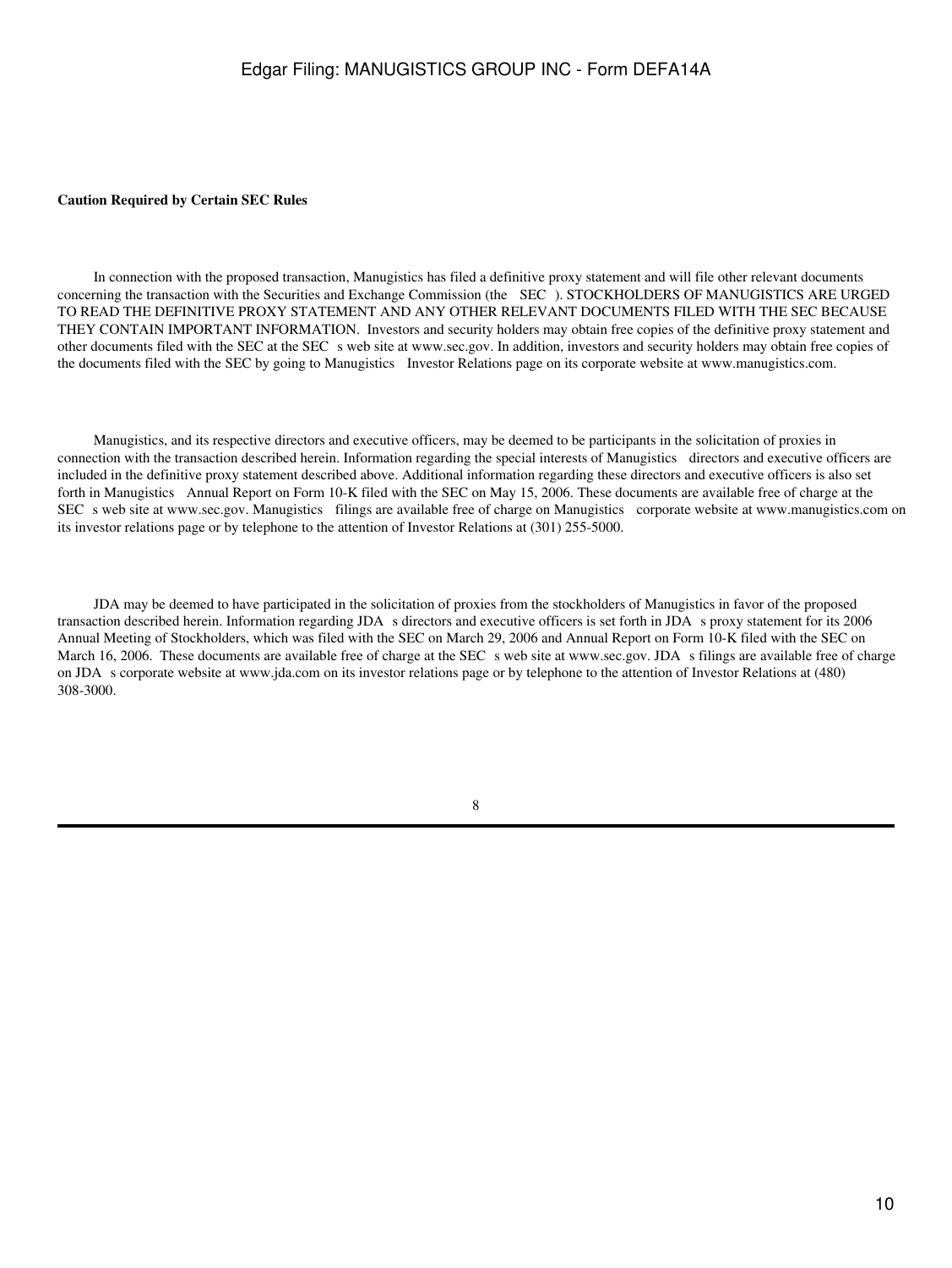**Caution Required by Certain SEC Rules**

In connection with the proposed transaction, Manugistics has filed a definitive proxy statement and will file other relevant documents concerning the transaction with the Securities and Exchange Commission (the SEC). STOCKHOLDERS OF MANUGISTICS ARE URGED TO READ THE DEFINITIVE PROXY STATEMENT AND ANY OTHER RELEVANT DOCUMENTS FILED WITH THE SEC BECAUSE THEY CONTAIN IMPORTANT INFORMATION. Investors and security holders may obtain free copies of the definitive proxy statement and other documents filed with the SEC at the SEC s web site at www.sec.gov. In addition, investors and security holders may obtain free copies of the documents filed with the SEC by going to Manugistics Investor Relations page on its corporate website at www.manugistics.com.

Manugistics, and its respective directors and executive officers, may be deemed to be participants in the solicitation of proxies in connection with the transaction described herein. Information regarding the special interests of Manugistics directors and executive officers are included in the definitive proxy statement described above. Additional information regarding these directors and executive officers is also set forth in Manugistics Annual Report on Form 10-K filed with the SEC on May 15, 2006. These documents are available free of charge at the SEC s web site at www.sec.gov. Manugistics filings are available free of charge on Manugistics corporate website at www.manugistics.com on its investor relations page or by telephone to the attention of Investor Relations at (301) 255-5000.

JDA may be deemed to have participated in the solicitation of proxies from the stockholders of Manugistics in favor of the proposed transaction described herein. Information regarding JDA s directors and executive officers is set forth in JDA s proxy statement for its 2006 Annual Meeting of Stockholders, which was filed with the SEC on March 29, 2006 and Annual Report on Form 10-K filed with the SEC on March 16, 2006. These documents are available free of charge at the SEC s web site at www.sec.gov. JDA s filings are available free of charge on JDA s corporate website at www.jda.com on its investor relations page or by telephone to the attention of Investor Relations at (480) 308-3000.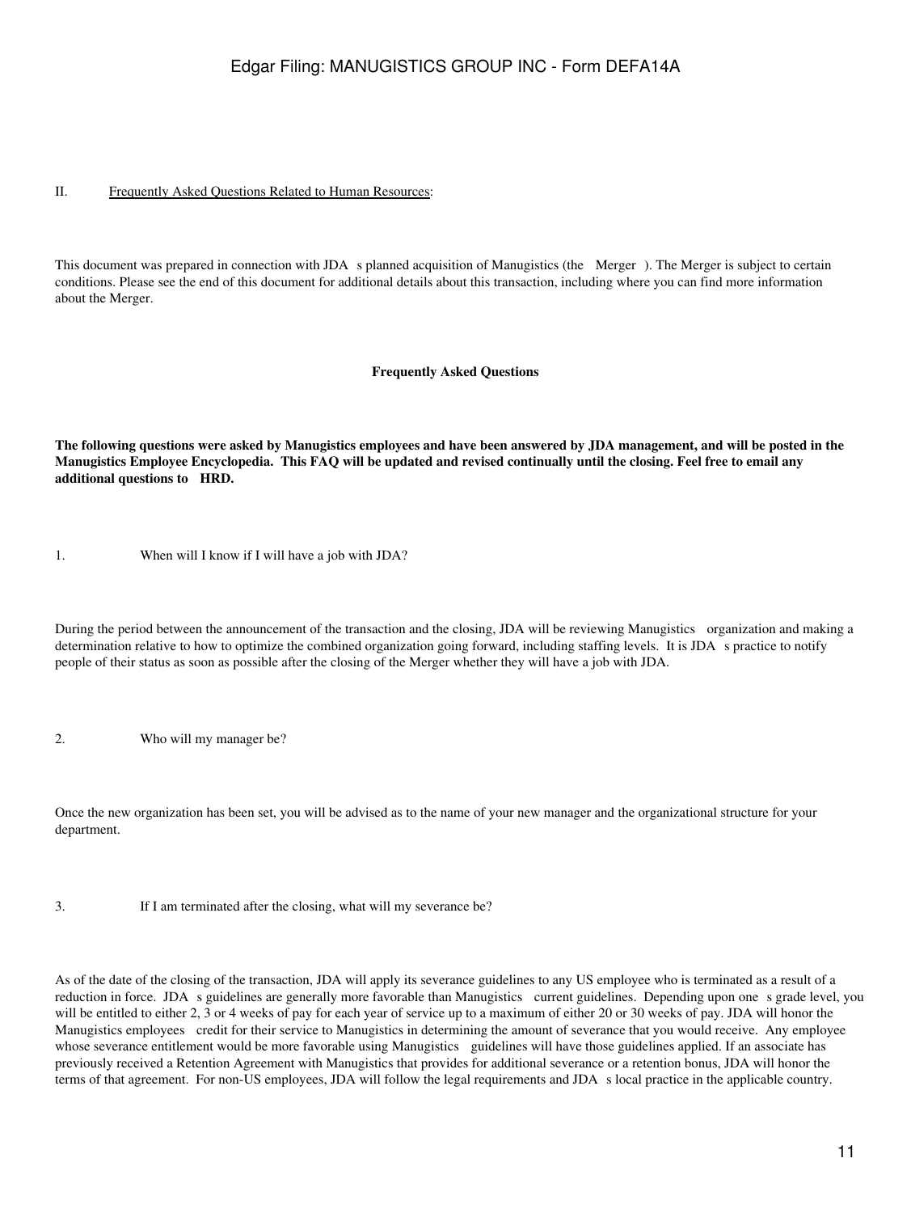## II. Frequently Asked Questions Related to Human Resources:

This document was prepared in connection with JDA s planned acquisition of Manugistics (the Merger ). The Merger is subject to certain conditions. Please see the end of this document for additional details about this transaction, including where you can find more information about the Merger.

**Frequently Asked Questions**

**The following questions were asked by Manugistics employees and have been answered by JDA management, and will be posted in the Manugistics Employee Encyclopedia. This FAQ will be updated and revised continually until the closing. Feel free to email any additional questions to HRD.**

1. When will I know if I will have a job with JDA?

During the period between the announcement of the transaction and the closing, JDA will be reviewing Manugistics organization and making a determination relative to how to optimize the combined organization going forward, including staffing levels. It is JDA s practice to notify people of their status as soon as possible after the closing of the Merger whether they will have a job with JDA.

2. Who will my manager be?

Once the new organization has been set, you will be advised as to the name of your new manager and the organizational structure for your department.

3. If I am terminated after the closing, what will my severance be?

As of the date of the closing of the transaction, JDA will apply its severance guidelines to any US employee who is terminated as a result of a reduction in force. JDA s guidelines are generally more favorable than Manugistics current guidelines. Depending upon one s grade level, you will be entitled to either 2, 3 or 4 weeks of pay for each year of service up to a maximum of either 20 or 30 weeks of pay. JDA will honor the Manugistics employees credit for their service to Manugistics in determining the amount of severance that you would receive. Any employee whose severance entitlement would be more favorable using Manugistics guidelines will have those guidelines applied. If an associate has previously received a Retention Agreement with Manugistics that provides for additional severance or a retention bonus, JDA will honor the terms of that agreement. For non-US employees, JDA will follow the legal requirements and JDA s local practice in the applicable country.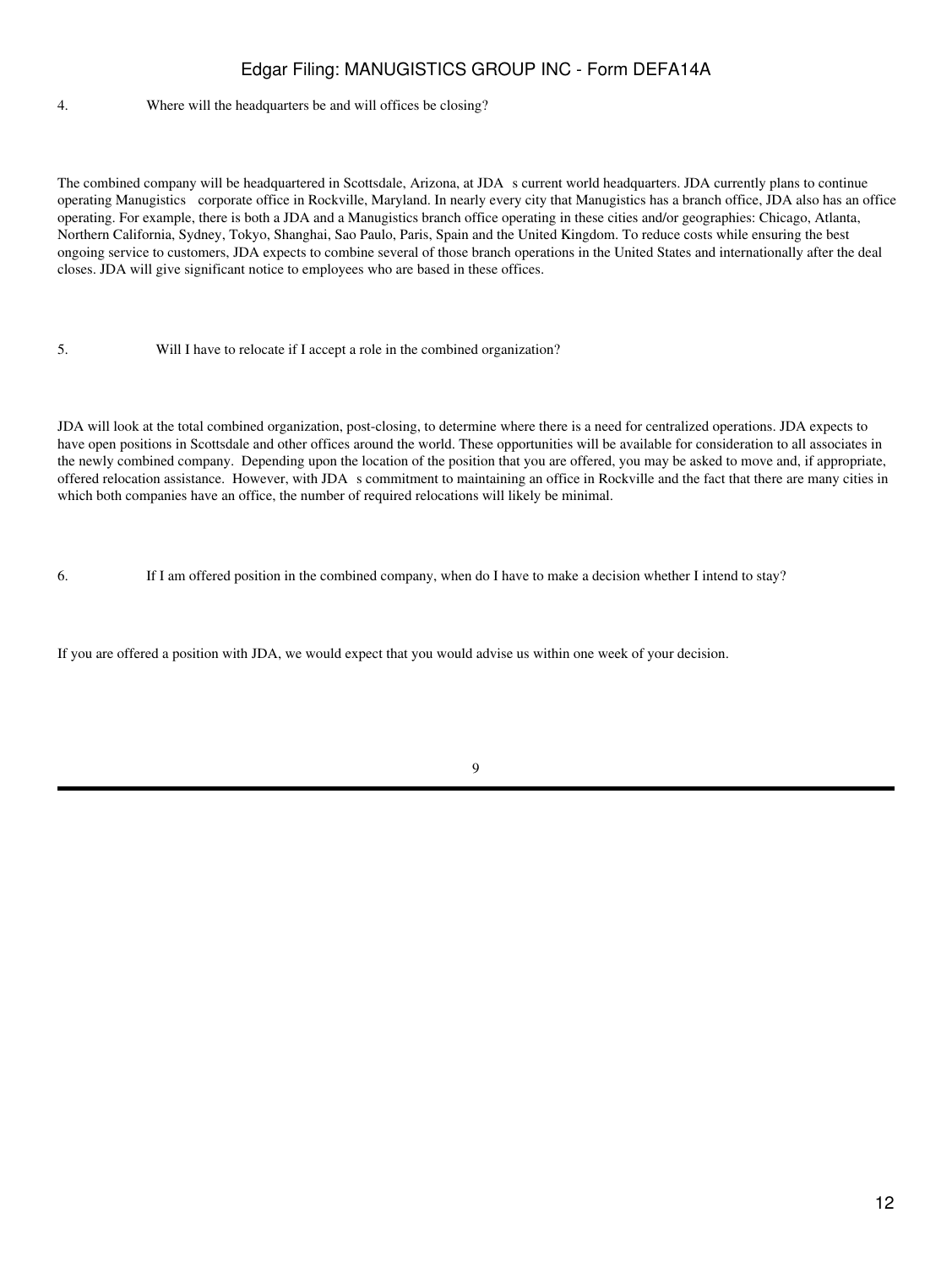4. Where will the headquarters be and will offices be closing?

The combined company will be headquartered in Scottsdale, Arizona, at JDA s current world headquarters. JDA currently plans to continue operating Manugistics corporate office in Rockville, Maryland. In nearly every city that Manugistics has a branch office, JDA also has an office operating. For example, there is both a JDA and a Manugistics branch office operating in these cities and/or geographies: Chicago, Atlanta, Northern California, Sydney, Tokyo, Shanghai, Sao Paulo, Paris, Spain and the United Kingdom. To reduce costs while ensuring the best ongoing service to customers, JDA expects to combine several of those branch operations in the United States and internationally after the deal closes. JDA will give significant notice to employees who are based in these offices.

5. Will I have to relocate if I accept a role in the combined organization?

JDA will look at the total combined organization, post-closing, to determine where there is a need for centralized operations. JDA expects to have open positions in Scottsdale and other offices around the world. These opportunities will be available for consideration to all associates in the newly combined company. Depending upon the location of the position that you are offered, you may be asked to move and, if appropriate, offered relocation assistance. However, with JDA s commitment to maintaining an office in Rockville and the fact that there are many cities in which both companies have an office, the number of required relocations will likely be minimal.

6. If I am offered position in the combined company, when do I have to make a decision whether I intend to stay?

If you are offered a position with JDA, we would expect that you would advise us within one week of your decision.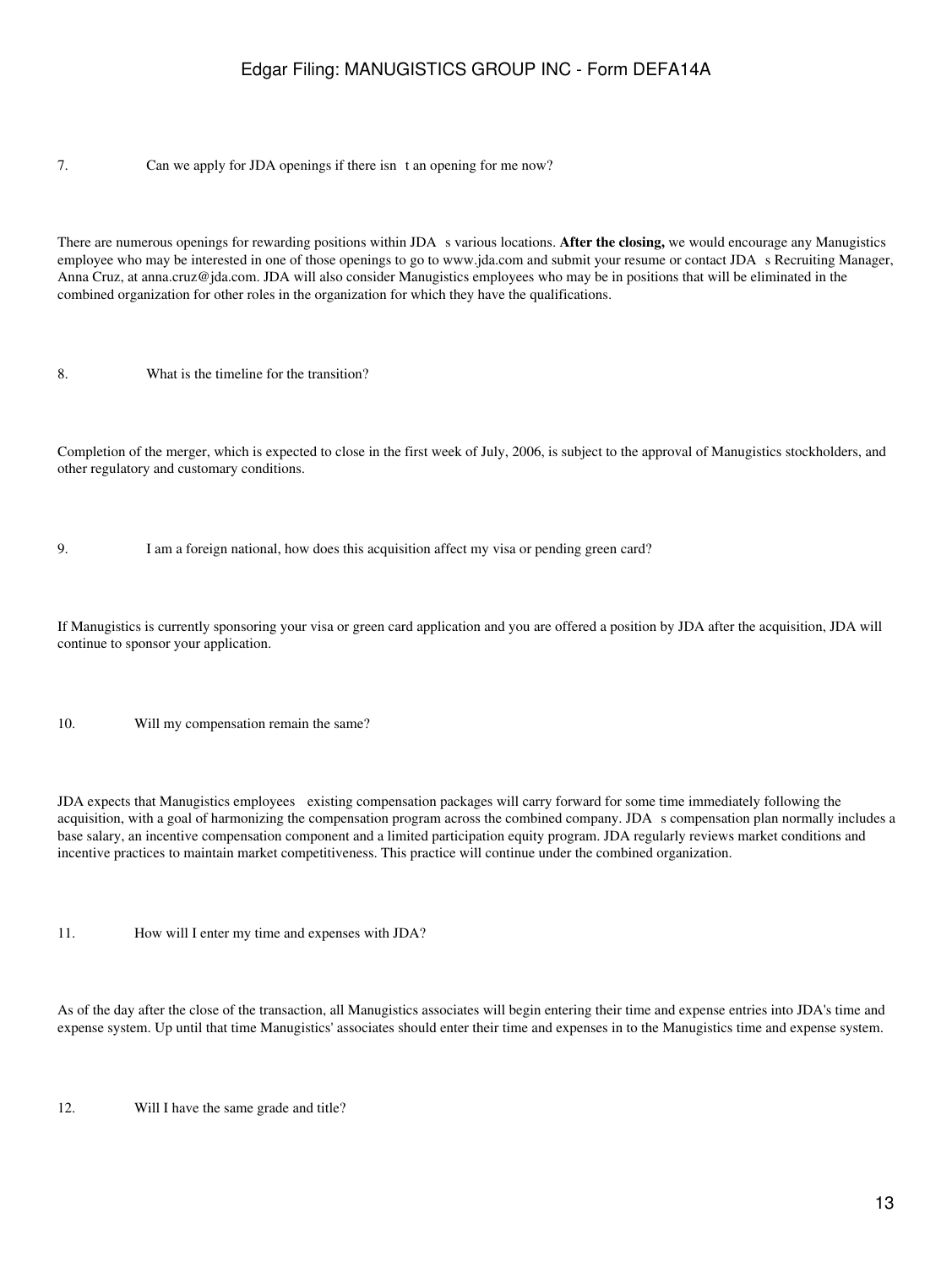7. Can we apply for JDA openings if there isn t an opening for me now?

There are numerous openings for rewarding positions within JDA s various locations. **After the closing,** we would encourage any Manugistics employee who may be interested in one of those openings to go to www.jda.com and submit your resume or contact JDA s Recruiting Manager, Anna Cruz, at anna.cruz@jda.com. JDA will also consider Manugistics employees who may be in positions that will be eliminated in the combined organization for other roles in the organization for which they have the qualifications.

8. What is the timeline for the transition?

Completion of the merger, which is expected to close in the first week of July, 2006, is subject to the approval of Manugistics stockholders, and other regulatory and customary conditions.

9. I am a foreign national, how does this acquisition affect my visa or pending green card?

If Manugistics is currently sponsoring your visa or green card application and you are offered a position by JDA after the acquisition, JDA will continue to sponsor your application.

10. Will my compensation remain the same?

JDA expects that Manugistics employees existing compensation packages will carry forward for some time immediately following the acquisition, with a goal of harmonizing the compensation program across the combined company. JDA s compensation plan normally includes a base salary, an incentive compensation component and a limited participation equity program. JDA regularly reviews market conditions and incentive practices to maintain market competitiveness. This practice will continue under the combined organization.

11. How will I enter my time and expenses with JDA?

As of the day after the close of the transaction, all Manugistics associates will begin entering their time and expense entries into JDA's time and expense system. Up until that time Manugistics' associates should enter their time and expenses in to the Manugistics time and expense system.

12. Will I have the same grade and title?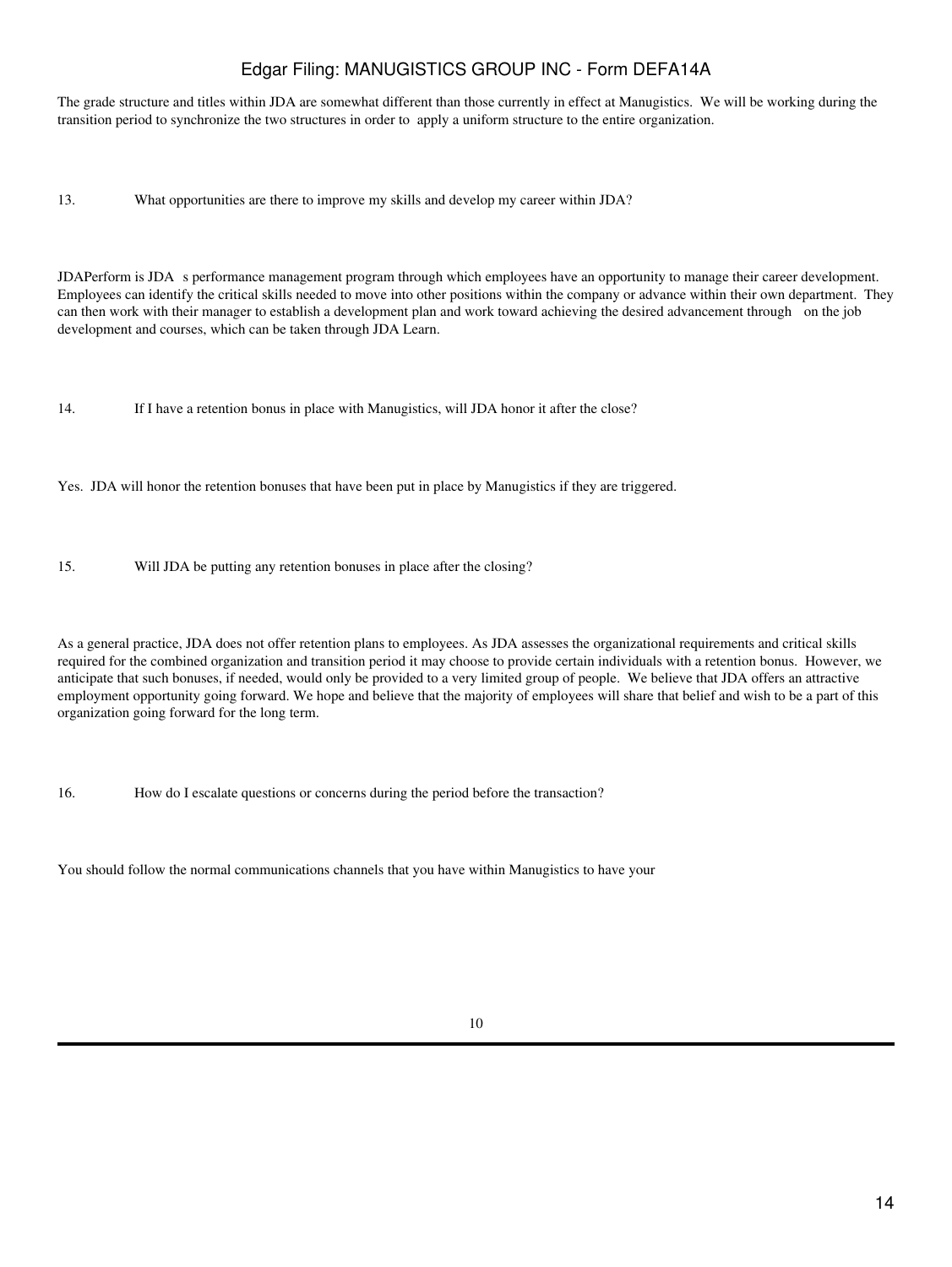The grade structure and titles within JDA are somewhat different than those currently in effect at Manugistics. We will be working during the transition period to synchronize the two structures in order to apply a uniform structure to the entire organization.

13. What opportunities are there to improve my skills and develop my career within JDA?

JDAPerform is JDA s performance management program through which employees have an opportunity to manage their career development. Employees can identify the critical skills needed to move into other positions within the company or advance within their own department. They can then work with their manager to establish a development plan and work toward achieving the desired advancement through on the job development and courses, which can be taken through JDA Learn.

14. If I have a retention bonus in place with Manugistics, will JDA honor it after the close?

Yes. JDA will honor the retention bonuses that have been put in place by Manugistics if they are triggered.

15. Will JDA be putting any retention bonuses in place after the closing?

As a general practice, JDA does not offer retention plans to employees. As JDA assesses the organizational requirements and critical skills required for the combined organization and transition period it may choose to provide certain individuals with a retention bonus. However, we anticipate that such bonuses, if needed, would only be provided to a very limited group of people. We believe that JDA offers an attractive employment opportunity going forward. We hope and believe that the majority of employees will share that belief and wish to be a part of this organization going forward for the long term.

16. How do I escalate questions or concerns during the period before the transaction?

You should follow the normal communications channels that you have within Manugistics to have your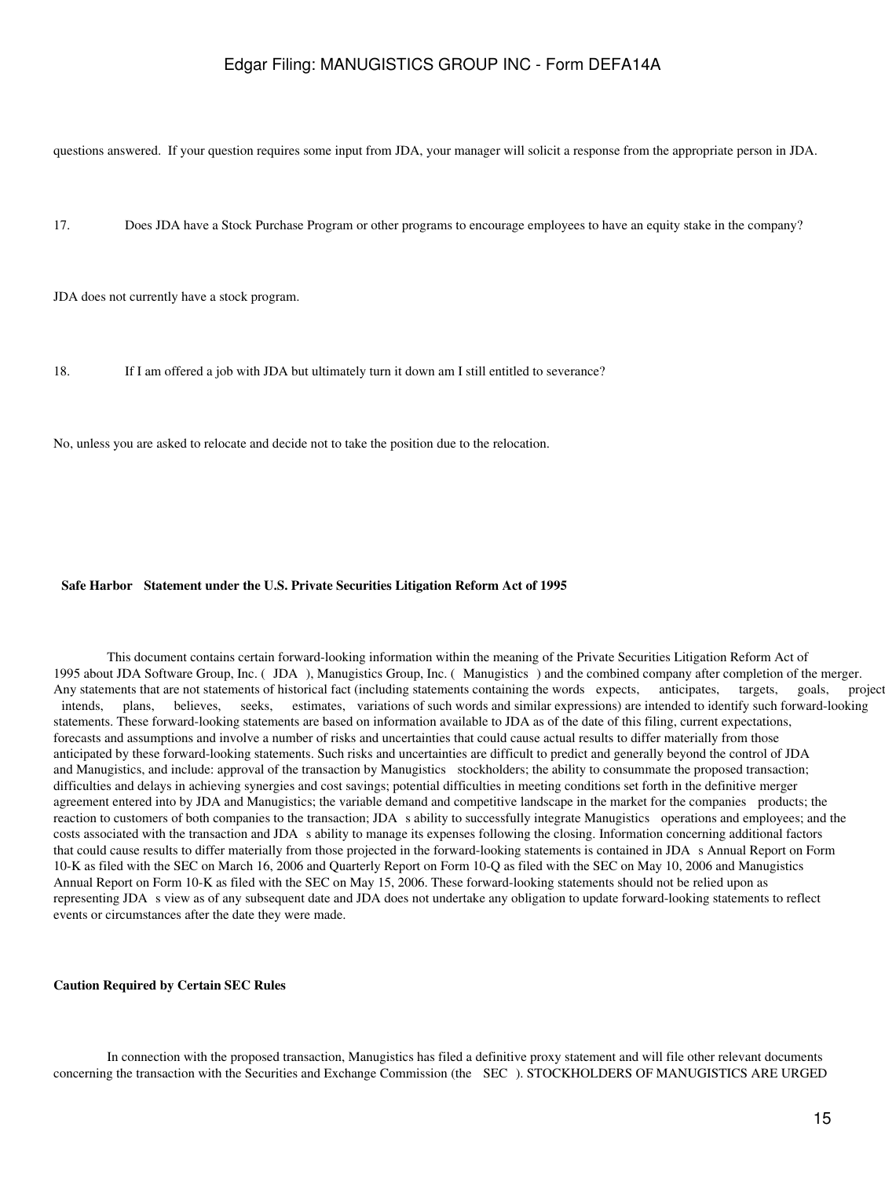questions answered. If your question requires some input from JDA, your manager will solicit a response from the appropriate person in JDA.

17. Does JDA have a Stock Purchase Program or other programs to encourage employees to have an equity stake in the company?

JDA does not currently have a stock program.

18. If I am offered a job with JDA but ultimately turn it down am I still entitled to severance?

No, unless you are asked to relocate and decide not to take the position due to the relocation.

**Safe Harbor Statement under the U.S. Private Securities Litigation Reform Act of 1995**

This document contains certain forward-looking information within the meaning of the Private Securities Litigation Reform Act of 1995 about JDA Software Group, Inc. ( JDA ), Manugistics Group, Inc. ( Manugistics ) and the combined company after completion of the merger. Any statements that are not statements of historical fact (including statements containing the words expects, anticipates, targets, goals, projects, intends, plans, believes, seeks, estimates, variations of such words and similar expressions) are intended to identify such forward-looking statements. These forward-looking statements are based on information available to JDA as of the date of this filing, current expectations, forecasts and assumptions and involve a number of risks and uncertainties that could cause actual results to differ materially from those anticipated by these forward-looking statements. Such risks and uncertainties are difficult to predict and generally beyond the control of JDA and Manugistics, and include: approval of the transaction by Manugistics stockholders; the ability to consummate the proposed transaction; difficulties and delays in achieving synergies and cost savings; potential difficulties in meeting conditions set forth in the definitive merger agreement entered into by JDA and Manugistics; the variable demand and competitive landscape in the market for the companies products; the reaction to customers of both companies to the transaction; JDA s ability to successfully integrate Manugistics operations and employees; and the costs associated with the transaction and JDA s ability to manage its expenses following the closing. Information concerning additional factors that could cause results to differ materially from those projected in the forward-looking statements is contained in JDA s Annual Report on Form 10-K as filed with the SEC on March 16, 2006 and Quarterly Report on Form 10-Q as filed with the SEC on May 10, 2006 and Manugistics Annual Report on Form 10-K as filed with the SEC on May 15, 2006. These forward-looking statements should not be relied upon as representing JDA s view as of any subsequent date and JDA does not undertake any obligation to update forward-looking statements to reflect events or circumstances after the date they were made.

**Caution Required by Certain SEC Rules**

In connection with the proposed transaction, Manugistics has filed a definitive proxy statement and will file other relevant documents concerning the transaction with the Securities and Exchange Commission (the SEC ). STOCKHOLDERS OF MANUGISTICS ARE URGED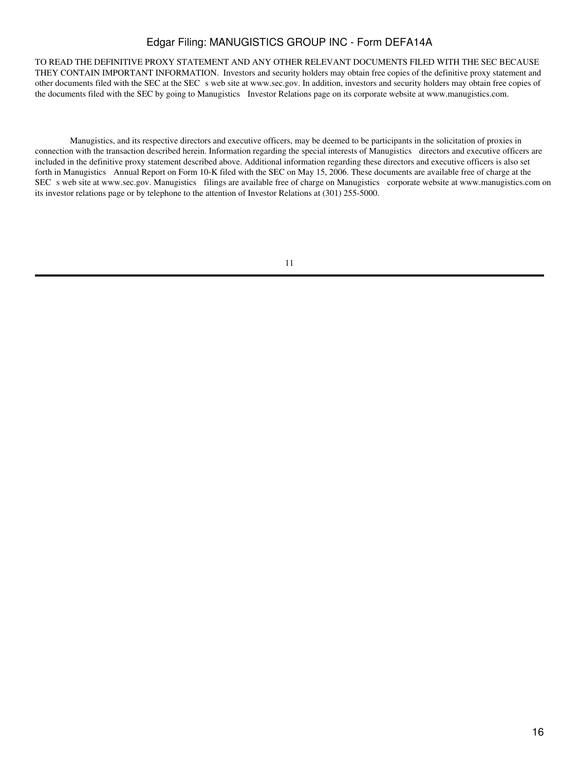TO READ THE DEFINITIVE PROXY STATEMENT AND ANY OTHER RELEVANT DOCUMENTS FILED WITH THE SEC BECAUSE THEY CONTAIN IMPORTANT INFORMATION. Investors and security holders may obtain free copies of the definitive proxy statement and other documents filed with the SEC at the SEC s web site at www.sec.gov. In addition, investors and security holders may obtain free copies of the documents filed with the SEC by going to Manugistics Investor Relations page on its corporate website at www.manugistics.com.

Manugistics, and its respective directors and executive officers, may be deemed to be participants in the solicitation of proxies in connection with the transaction described herein. Information regarding the special interests of Manugistics directors and executive officers are included in the definitive proxy statement described above. Additional information regarding these directors and executive officers is also set forth in Manugistics Annual Report on Form 10-K filed with the SEC on May 15, 2006. These documents are available free of charge at the SEC s web site at www.sec.gov. Manugistics filings are available free of charge on Manugistics corporate website at www.manugistics.com on its investor relations page or by telephone to the attention of Investor Relations at (301) 255-5000.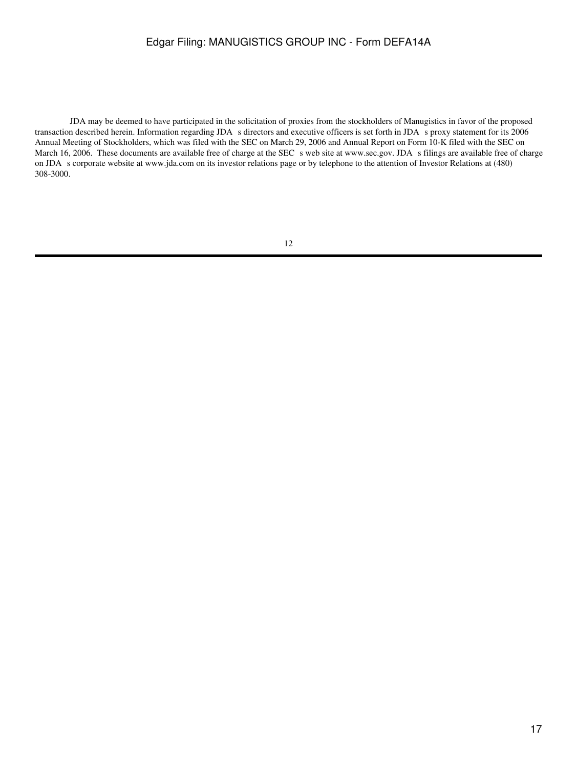JDA may be deemed to have participated in the solicitation of proxies from the stockholders of Manugistics in favor of the proposed transaction described herein. Information regarding JDA s directors and executive officers is set forth in JDA s proxy statement for its 2006 Annual Meeting of Stockholders, which was filed with the SEC on March 29, 2006 and Annual Report on Form 10-K filed with the SEC on March 16, 2006. These documents are available free of charge at the SEC s web site at www.sec.gov. JDA s filings are available free of charge on JDA s corporate website at www.jda.com on its investor relations page or by telephone to the attention of Investor Relations at (480) 308-3000.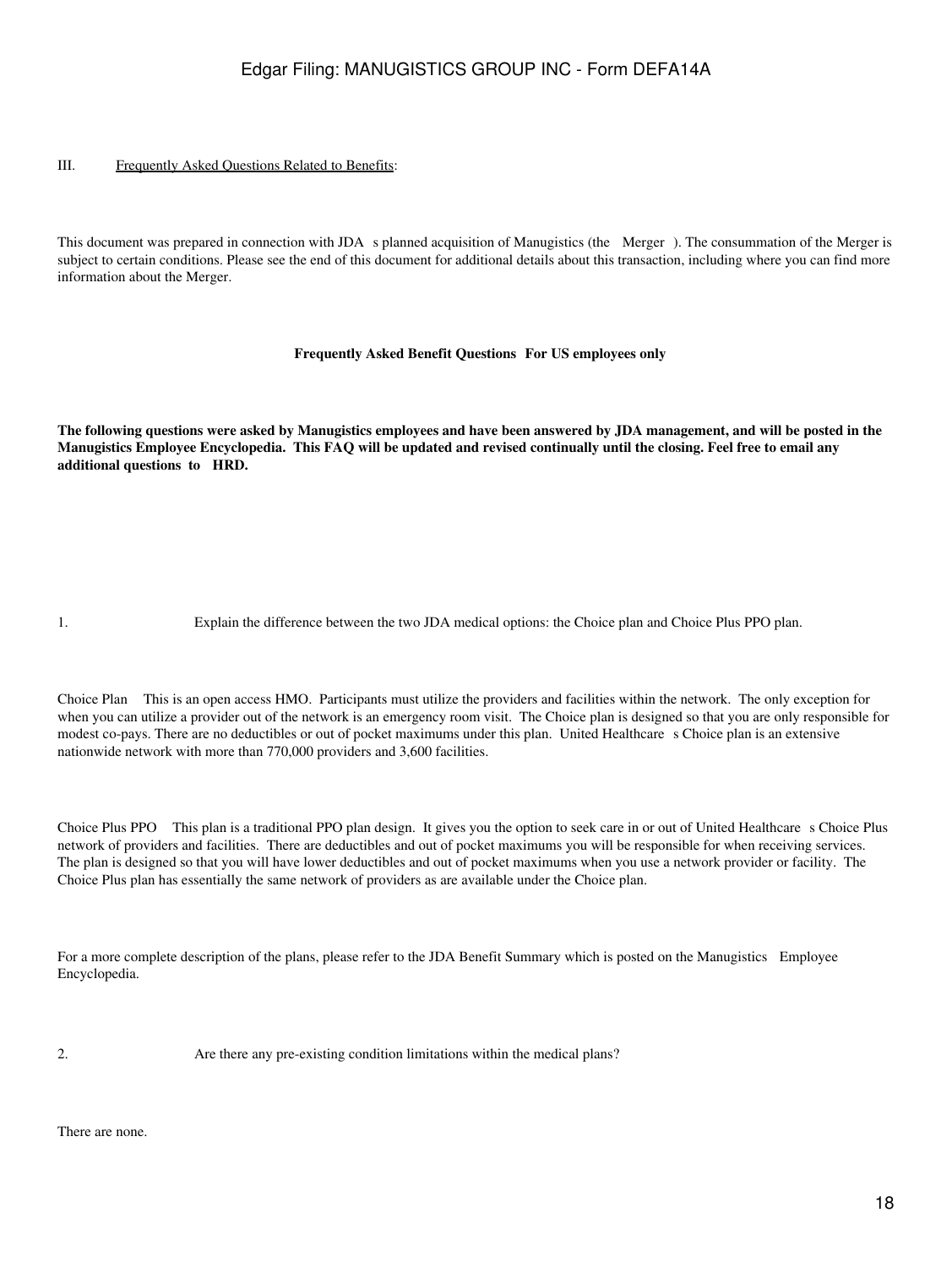III. Frequently Asked Questions Related to Benefits:

This document was prepared in connection with JDA s planned acquisition of Manugistics (the Merger ). The consummation of the Merger is subject to certain conditions. Please see the end of this document for additional details about this transaction, including where you can find more information about the Merger.

**Frequently Asked Benefit Questions For US employees only**

**The following questions were asked by Manugistics employees and have been answered by JDA management, and will be posted in the Manugistics Employee Encyclopedia. This FAQ will be updated and revised continually until the closing. Feel free to email any additional questions to HRD.**

1. Explain the difference between the two JDA medical options: the Choice plan and Choice Plus PPO plan.

Choice Plan This is an open access HMO. Participants must utilize the providers and facilities within the network. The only exception for when you can utilize a provider out of the network is an emergency room visit. The Choice plan is designed so that you are only responsible for modest co-pays. There are no deductibles or out of pocket maximums under this plan. United Healthcare s Choice plan is an extensive nationwide network with more than 770,000 providers and 3,600 facilities.

Choice Plus PPO This plan is a traditional PPO plan design. It gives you the option to seek care in or out of United Healthcare s Choice Plus network of providers and facilities. There are deductibles and out of pocket maximums you will be responsible for when receiving services. The plan is designed so that you will have lower deductibles and out of pocket maximums when you use a network provider or facility. The Choice Plus plan has essentially the same network of providers as are available under the Choice plan.

For a more complete description of the plans, please refer to the JDA Benefit Summary which is posted on the Manugistics Employee Encyclopedia.

2. Are there any pre-existing condition limitations within the medical plans?

There are none.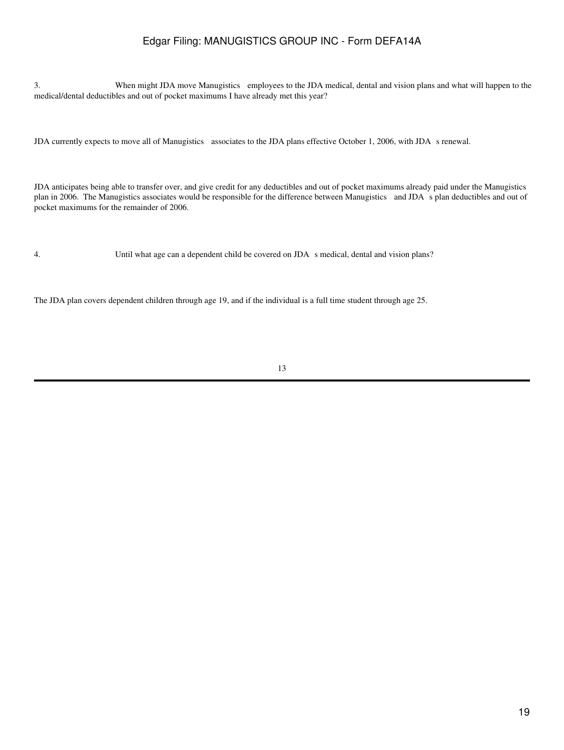3. When might JDA move Manugistics employees to the JDA medical, dental and vision plans and what will happen to the medical/dental deductibles and out of pocket maximums I have already met this year?

JDA currently expects to move all of Manugistics associates to the JDA plans effective October 1, 2006, with JDA s renewal.

JDA anticipates being able to transfer over, and give credit for any deductibles and out of pocket maximums already paid under the Manugistics plan in 2006. The Manugistics associates would be responsible for the difference between Manugistics and JDA s plan deductibles and out of pocket maximums for the remainder of 2006.

4. Until what age can a dependent child be covered on JDA s medical, dental and vision plans?

The JDA plan covers dependent children through age 19, and if the individual is a full time student through age 25.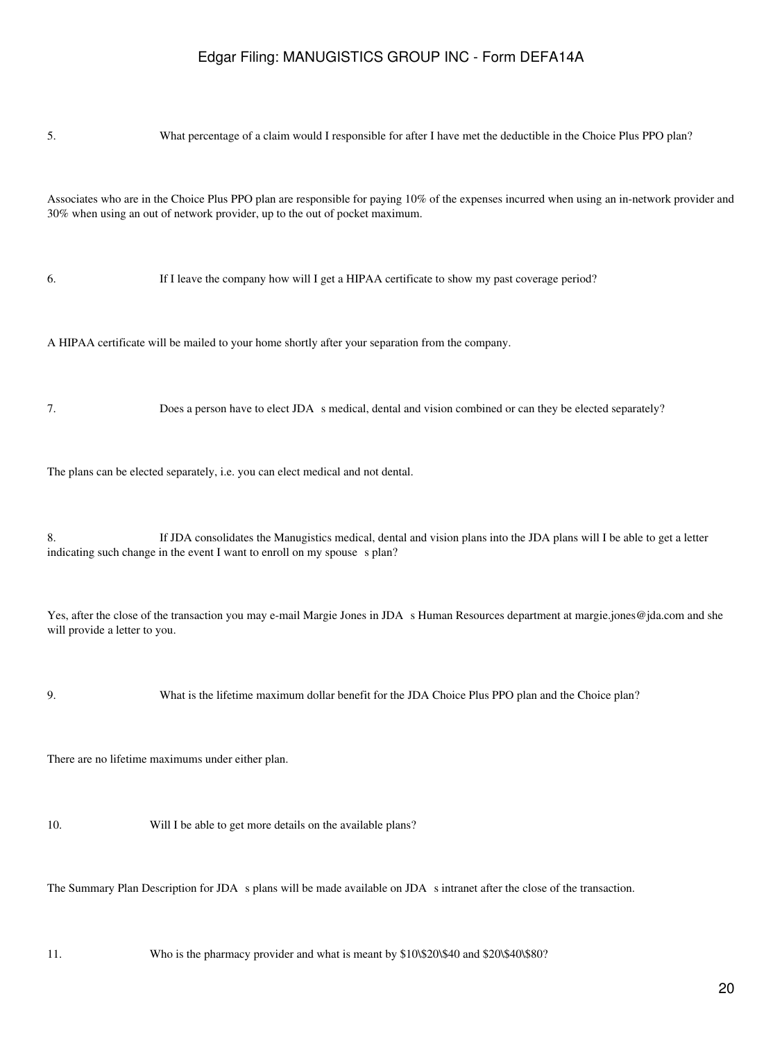5. What percentage of a claim would I responsible for after I have met the deductible in the Choice Plus PPO plan?

Associates who are in the Choice Plus PPO plan are responsible for paying 10% of the expenses incurred when using an in-network provider and 30% when using an out of network provider, up to the out of pocket maximum.

6. If I leave the company how will I get a HIPAA certificate to show my past coverage period?

A HIPAA certificate will be mailed to your home shortly after your separation from the company.

7. Does a person have to elect JDA s medical, dental and vision combined or can they be elected separately?

The plans can be elected separately, i.e. you can elect medical and not dental.

8. If JDA consolidates the Manugistics medical, dental and vision plans into the JDA plans will I be able to get a letter indicating such change in the event I want to enroll on my spouse s plan?

Yes, after the close of the transaction you may e-mail Margie Jones in JDA s Human Resources department at margie.jones@jda.com and she will provide a letter to you.

9. What is the lifetime maximum dollar benefit for the JDA Choice Plus PPO plan and the Choice plan?

There are no lifetime maximums under either plan.

10. Will I be able to get more details on the available plans?

The Summary Plan Description for JDA s plans will be made available on JDA s intranet after the close of the transaction.

11. Who is the pharmacy provider and what is meant by $10\$20\$40 and $20\$40\$80?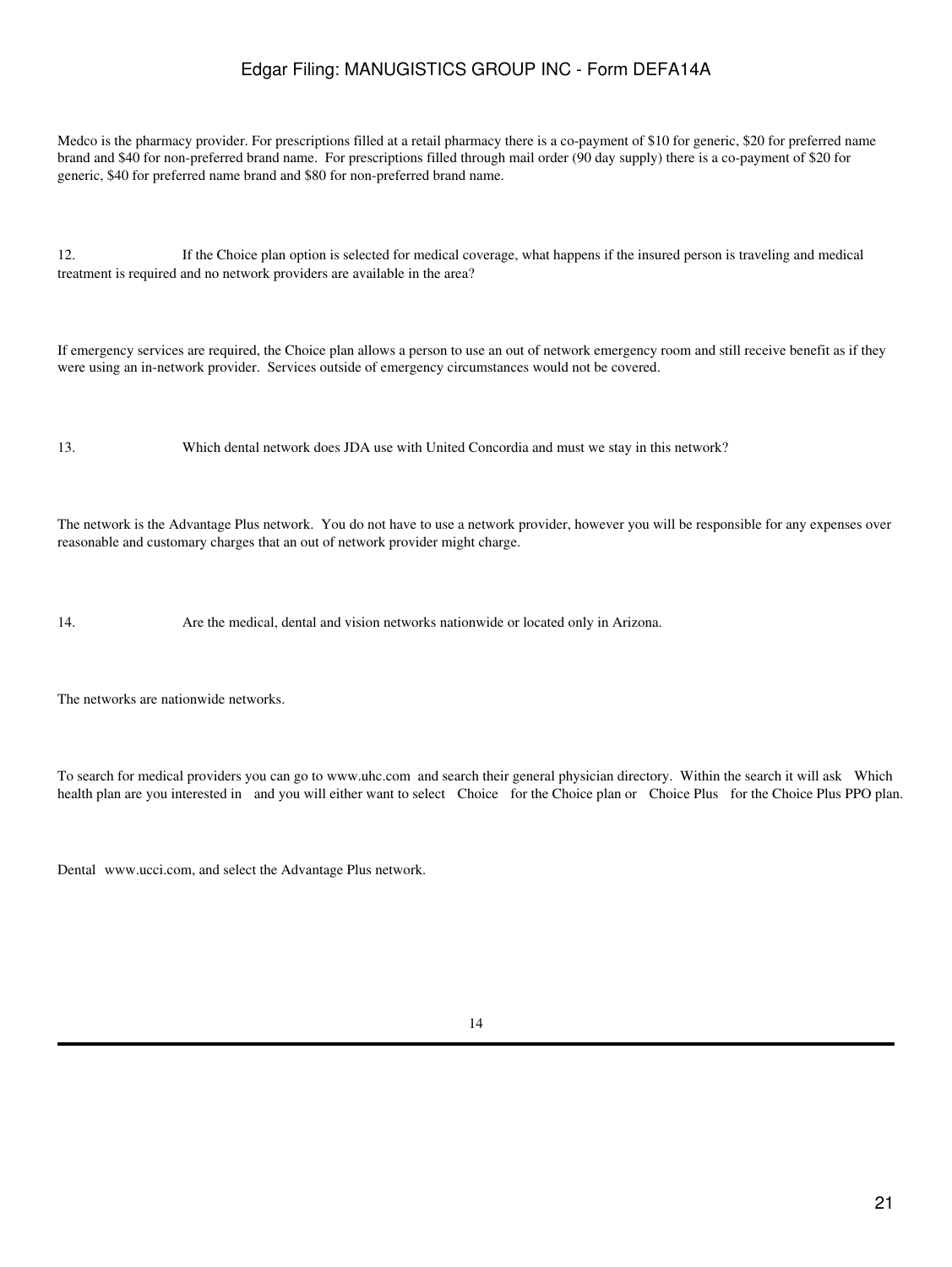Medco is the pharmacy provider. For prescriptions filled at a retail pharmacy there is a co-payment of $10 for generic, $20 for preferred name brand and $40 for non-preferred brand name. For prescriptions filled through mail order (90 day supply) there is a co-payment of $20 for generic, $40 for preferred name brand and $80 for non-preferred brand name.

12. If the Choice plan option is selected for medical coverage, what happens if the insured person is traveling and medical treatment is required and no network providers are available in the area?

If emergency services are required, the Choice plan allows a person to use an out of network emergency room and still receive benefit as if they were using an in-network provider. Services outside of emergency circumstances would not be covered.

13. Which dental network does JDA use with United Concordia and must we stay in this network?

The network is the Advantage Plus network. You do not have to use a network provider, however you will be responsible for any expenses over reasonable and customary charges that an out of network provider might charge.

14. Are the medical, dental and vision networks nationwide or located only in Arizona.

The networks are nationwide networks.

To search for medical providers you can go to www.uhc.com and search their general physician directory. Within the search it will ask Which health plan are you interested in and you will either want to select Choice for the Choice plan or Choice Plus for the Choice Plus PPO plan.

Dental www.ucci.com, and select the Advantage Plus network.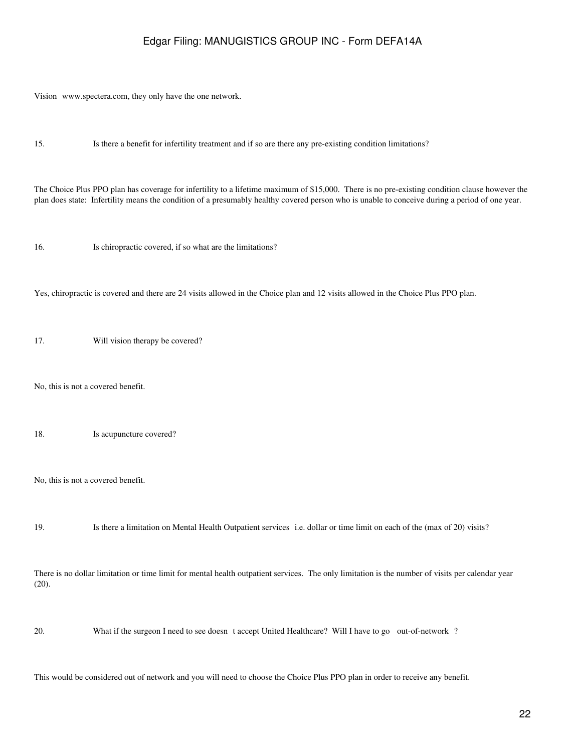Vision www.spectera.com, they only have the one network.

15. Is there a benefit for infertility treatment and if so are there any pre-existing condition limitations?

The Choice Plus PPO plan has coverage for infertility to a lifetime maximum of $15,000. There is no pre-existing condition clause however the plan does state: Infertility means the condition of a presumably healthy covered person who is unable to conceive during a period of one year.

16. Is chiropractic covered, if so what are the limitations?

Yes, chiropractic is covered and there are 24 visits allowed in the Choice plan and 12 visits allowed in the Choice Plus PPO plan.

17. Will vision therapy be covered?

No, this is not a covered benefit.

18. Is acupuncture covered?

No, this is not a covered benefit.

19. Is there a limitation on Mental Health Outpatient services i.e. dollar or time limit on each of the (max of 20) visits?

There is no dollar limitation or time limit for mental health outpatient services. The only limitation is the number of visits per calendar year (20).

20. What if the surgeon I need to see doesn t accept United Healthcare? Will I have to go out-of-network ?

This would be considered out of network and you will need to choose the Choice Plus PPO plan in order to receive any benefit.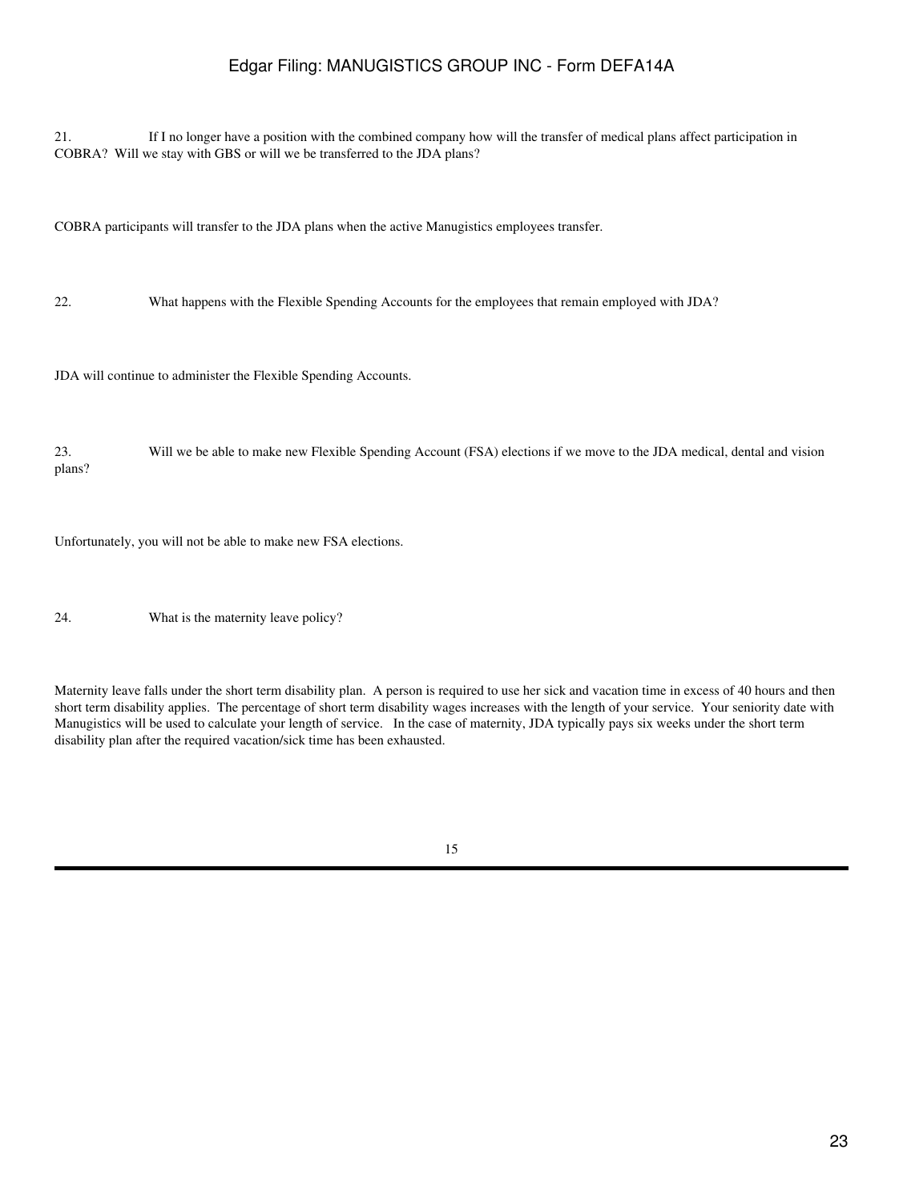21. If I no longer have a position with the combined company how will the transfer of medical plans affect participation in COBRA? Will we stay with GBS or will we be transferred to the JDA plans?

COBRA participants will transfer to the JDA plans when the active Manugistics employees transfer.

22. What happens with the Flexible Spending Accounts for the employees that remain employed with JDA?

JDA will continue to administer the Flexible Spending Accounts.

23. Will we be able to make new Flexible Spending Account (FSA) elections if we move to the JDA medical, dental and vision plans?

Unfortunately, you will not be able to make new FSA elections.

24. What is the maternity leave policy?

Maternity leave falls under the short term disability plan. A person is required to use her sick and vacation time in excess of 40 hours and then short term disability applies. The percentage of short term disability wages increases with the length of your service. Your seniority date with Manugistics will be used to calculate your length of service. In the case of maternity, JDA typically pays six weeks under the short term disability plan after the required vacation/sick time has been exhausted.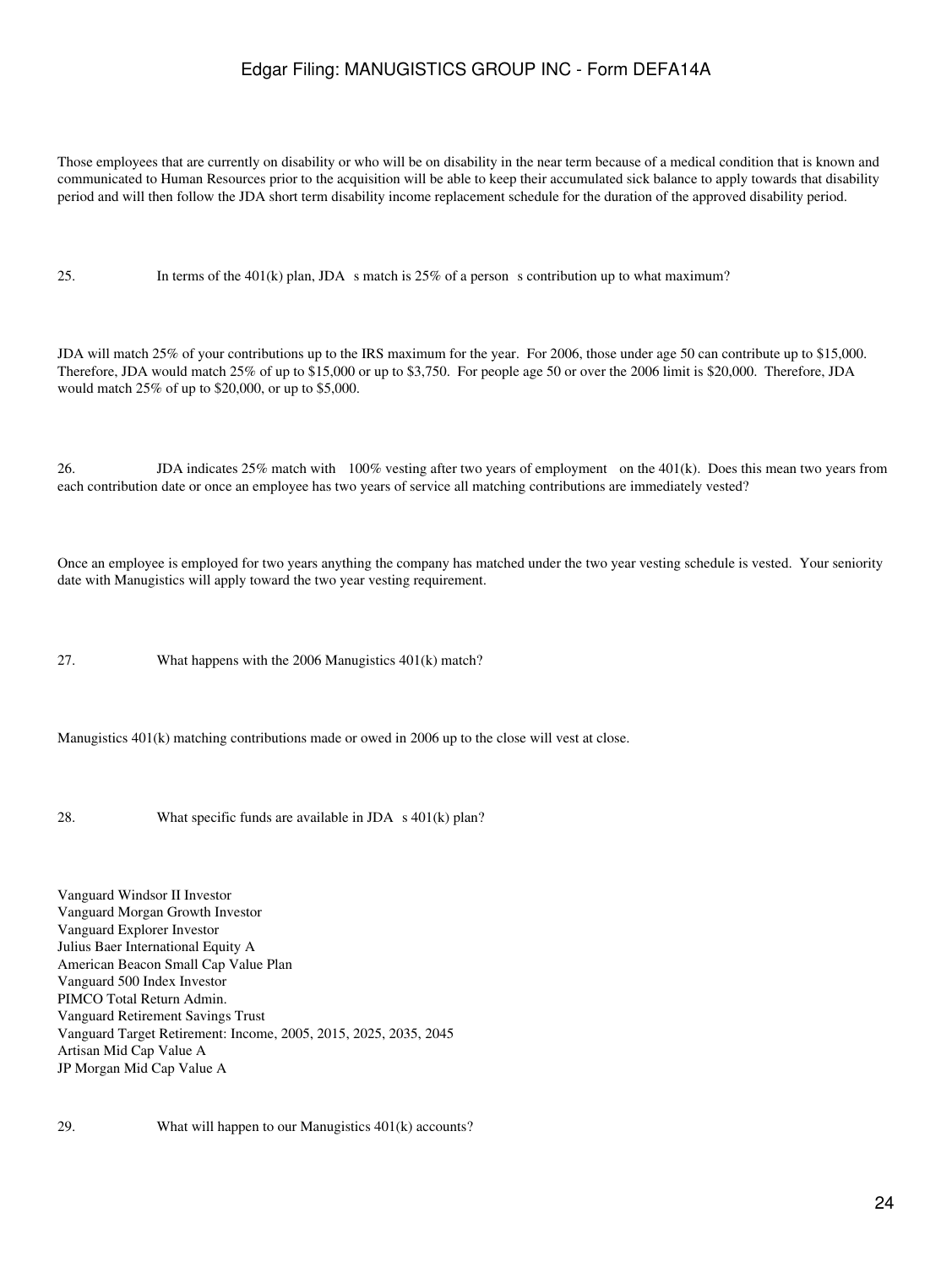Those employees that are currently on disability or who will be on disability in the near term because of a medical condition that is known and communicated to Human Resources prior to the acquisition will be able to keep their accumulated sick balance to apply towards that disability period and will then follow the JDA short term disability income replacement schedule for the duration of the approved disability period.

25. In terms of the 401(k) plan, JDA s match is 25% of a person s contribution up to what maximum?

JDA will match 25% of your contributions up to the IRS maximum for the year. For 2006, those under age 50 can contribute up to $15,000. Therefore, JDA would match 25% of up to $15,000 or up to $3,750. For people age 50 or over the 2006 limit is $20,000. Therefore, JDA would match 25% of up to $20,000, or up to $5,000.

26. JDA indicates 25% match with 100% vesting after two years of employment on the 401(k). Does this mean two years from each contribution date or once an employee has two years of service all matching contributions are immediately vested?

Once an employee is employed for two years anything the company has matched under the two year vesting schedule is vested. Your seniority date with Manugistics will apply toward the two year vesting requirement.

27. What happens with the 2006 Manugistics 401(k) match?

Manugistics 401(k) matching contributions made or owed in 2006 up to the close will vest at close.

28. What specific funds are available in JDA s 401(k) plan?

Vanguard Windsor II Investor
Vanguard Morgan Growth Investor
Vanguard Explorer Investor
Julius Baer International Equity A
American Beacon Small Cap Value Plan
Vanguard 500 Index Investor
PIMCO Total Return Admin.
Vanguard Retirement Savings Trust
Vanguard Target Retirement: Income, 2005, 2015, 2025, 2035, 2045
Artisan Mid Cap Value A
JP Morgan Mid Cap Value A

29. What will happen to our Manugistics 401(k) accounts?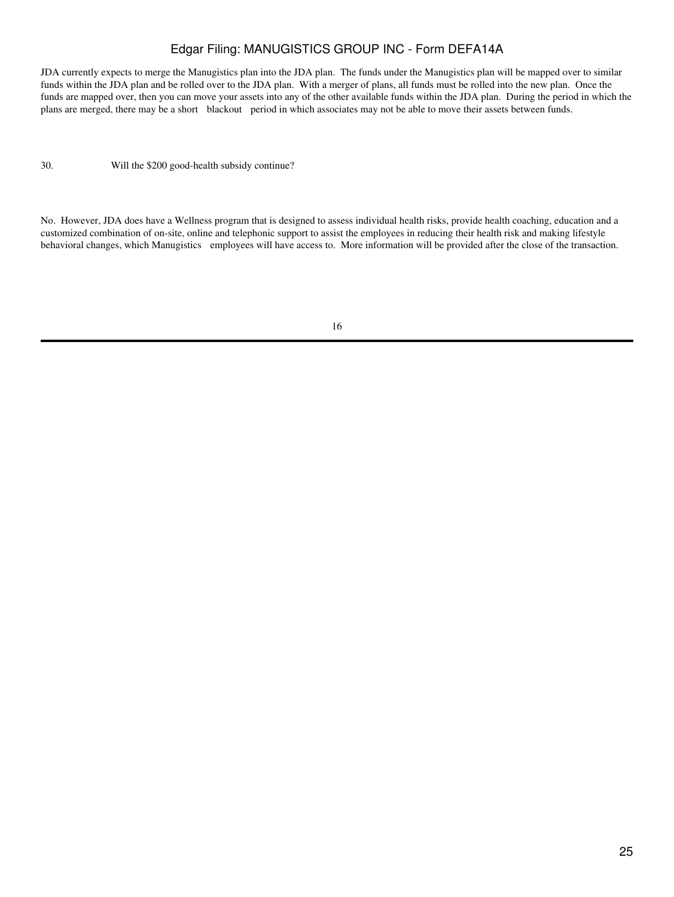JDA currently expects to merge the Manugistics plan into the JDA plan. The funds under the Manugistics plan will be mapped over to similar funds within the JDA plan and be rolled over to the JDA plan. With a merger of plans, all funds must be rolled into the new plan. Once the funds are mapped over, then you can move your assets into any of the other available funds within the JDA plan. During the period in which the plans are merged, there may be a short blackout period in which associates may not be able to move their assets between funds.

30. Will the $200 good-health subsidy continue?

No. However, JDA does have a Wellness program that is designed to assess individual health risks, provide health coaching, education and a customized combination of on-site, online and telephonic support to assist the employees in reducing their health risk and making lifestyle behavioral changes, which Manugistics employees will have access to. More information will be provided after the close of the transaction.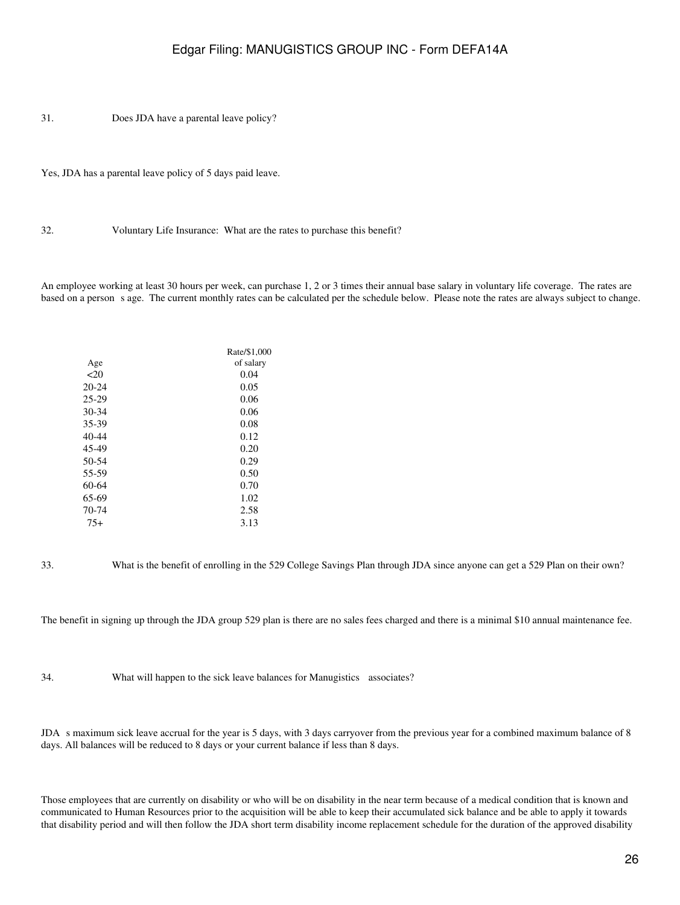31. Does JDA have a parental leave policy?

Yes, JDA has a parental leave policy of 5 days paid leave.

32. Voluntary Life Insurance: What are the rates to purchase this benefit?

An employee working at least 30 hours per week, can purchase 1, 2 or 3 times their annual base salary in voluntary life coverage. The rates are based on a person s age. The current monthly rates can be calculated per the schedule below. Please note the rates are always subject to change.

| Age | Rate/$1,000 of salary |
|---|---|
| <20 | 0.04 |
| 20-24 | 0.05 |
| 25-29 | 0.06 |
| 30-34 | 0.06 |
| 35-39 | 0.08 |
| 40-44 | 0.12 |
| 45-49 | 0.20 |
| 50-54 | 0.29 |
| 55-59 | 0.50 |
| 60-64 | 0.70 |
| 65-69 | 1.02 |
| 70-74 | 2.58 |
| 75+ | 3.13 |

33. What is the benefit of enrolling in the 529 College Savings Plan through JDA since anyone can get a 529 Plan on their own?

The benefit in signing up through the JDA group 529 plan is there are no sales fees charged and there is a minimal $10 annual maintenance fee.

34. What will happen to the sick leave balances for Manugistics associates?

JDA s maximum sick leave accrual for the year is 5 days, with 3 days carryover from the previous year for a combined maximum balance of 8 days. All balances will be reduced to 8 days or your current balance if less than 8 days.

Those employees that are currently on disability or who will be on disability in the near term because of a medical condition that is known and communicated to Human Resources prior to the acquisition will be able to keep their accumulated sick balance and be able to apply it towards that disability period and will then follow the JDA short term disability income replacement schedule for the duration of the approved disability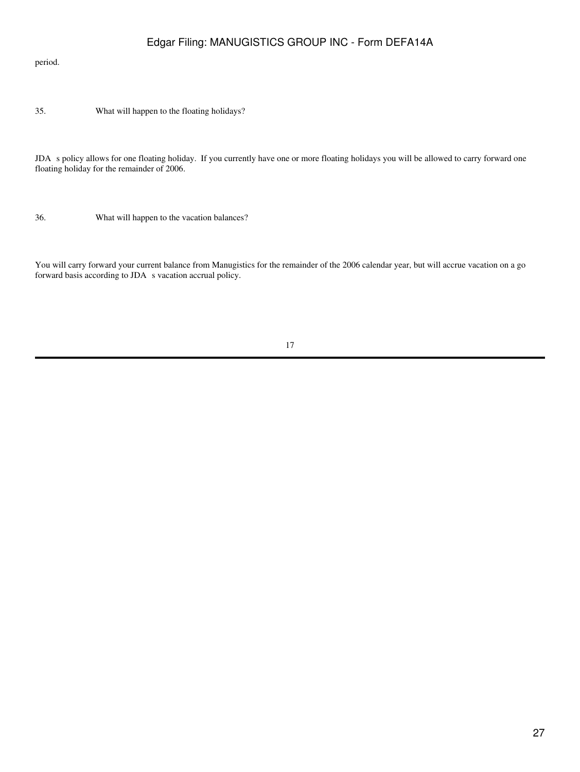period.

35. What will happen to the floating holidays?

JDA s policy allows for one floating holiday. If you currently have one or more floating holidays you will be allowed to carry forward one floating holiday for the remainder of 2006.

36. What will happen to the vacation balances?

You will carry forward your current balance from Manugistics for the remainder of the 2006 calendar year, but will accrue vacation on a go forward basis according to JDA s vacation accrual policy.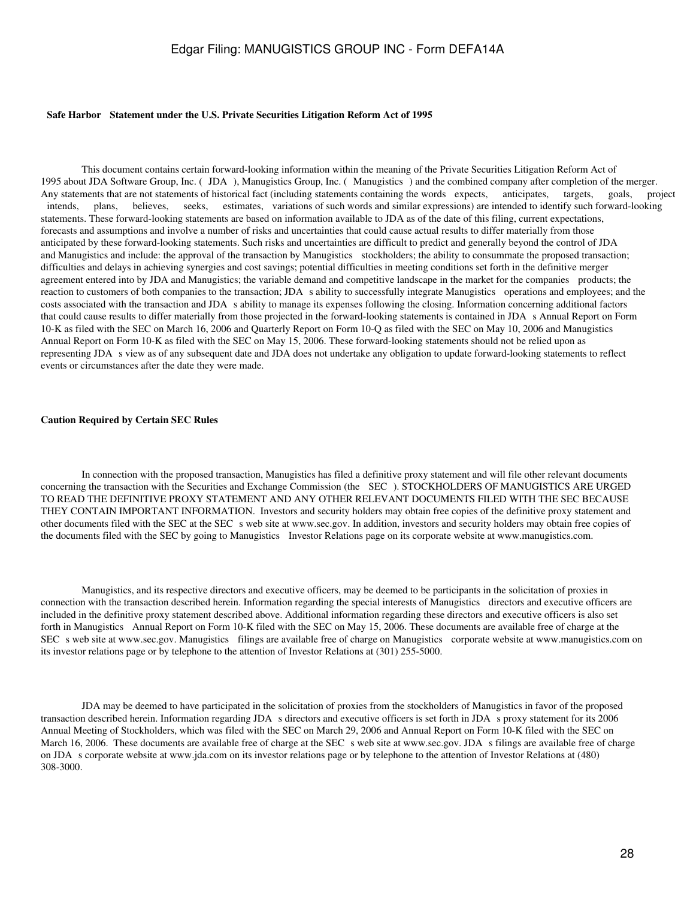**Safe Harbor Statement under the U.S. Private Securities Litigation Reform Act of 1995**

This document contains certain forward-looking information within the meaning of the Private Securities Litigation Reform Act of 1995 about JDA Software Group, Inc. ( JDA ), Manugistics Group, Inc. ( Manugistics ) and the combined company after completion of the merger. Any statements that are not statements of historical fact (including statements containing the words expects, anticipates, targets, goals, project intends, plans, believes, seeks, estimates, variations of such words and similar expressions) are intended to identify such forward-looking statements. These forward-looking statements are based on information available to JDA as of the date of this filing, current expectations, forecasts and assumptions and involve a number of risks and uncertainties that could cause actual results to differ materially from those anticipated by these forward-looking statements. Such risks and uncertainties are difficult to predict and generally beyond the control of JDA and Manugistics and include: the approval of the transaction by Manugistics stockholders; the ability to consummate the proposed transaction; difficulties and delays in achieving synergies and cost savings; potential difficulties in meeting conditions set forth in the definitive merger agreement entered into by JDA and Manugistics; the variable demand and competitive landscape in the market for the companies products; the reaction to customers of both companies to the transaction; JDA s ability to successfully integrate Manugistics operations and employees; and the costs associated with the transaction and JDA s ability to manage its expenses following the closing. Information concerning additional factors that could cause results to differ materially from those projected in the forward-looking statements is contained in JDA s Annual Report on Form 10-K as filed with the SEC on March 16, 2006 and Quarterly Report on Form 10-Q as filed with the SEC on May 10, 2006 and Manugistics Annual Report on Form 10-K as filed with the SEC on May 15, 2006. These forward-looking statements should not be relied upon as representing JDA s view as of any subsequent date and JDA does not undertake any obligation to update forward-looking statements to reflect events or circumstances after the date they were made.

**Caution Required by Certain SEC Rules**

In connection with the proposed transaction, Manugistics has filed a definitive proxy statement and will file other relevant documents concerning the transaction with the Securities and Exchange Commission (the SEC ). STOCKHOLDERS OF MANUGISTICS ARE URGED TO READ THE DEFINITIVE PROXY STATEMENT AND ANY OTHER RELEVANT DOCUMENTS FILED WITH THE SEC BECAUSE THEY CONTAIN IMPORTANT INFORMATION. Investors and security holders may obtain free copies of the definitive proxy statement and other documents filed with the SEC at the SEC s web site at www.sec.gov. In addition, investors and security holders may obtain free copies of the documents filed with the SEC by going to Manugistics Investor Relations page on its corporate website at www.manugistics.com.

Manugistics, and its respective directors and executive officers, may be deemed to be participants in the solicitation of proxies in connection with the transaction described herein. Information regarding the special interests of Manugistics directors and executive officers are included in the definitive proxy statement described above. Additional information regarding these directors and executive officers is also set forth in Manugistics Annual Report on Form 10-K filed with the SEC on May 15, 2006. These documents are available free of charge at the SEC s web site at www.sec.gov. Manugistics filings are available free of charge on Manugistics corporate website at www.manugistics.com on its investor relations page or by telephone to the attention of Investor Relations at (301) 255-5000.

JDA may be deemed to have participated in the solicitation of proxies from the stockholders of Manugistics in favor of the proposed transaction described herein. Information regarding JDA s directors and executive officers is set forth in JDA s proxy statement for its 2006 Annual Meeting of Stockholders, which was filed with the SEC on March 29, 2006 and Annual Report on Form 10-K filed with the SEC on March 16, 2006. These documents are available free of charge at the SEC s web site at www.sec.gov. JDA s filings are available free of charge on JDA s corporate website at www.jda.com on its investor relations page or by telephone to the attention of Investor Relations at (480) 308-3000.